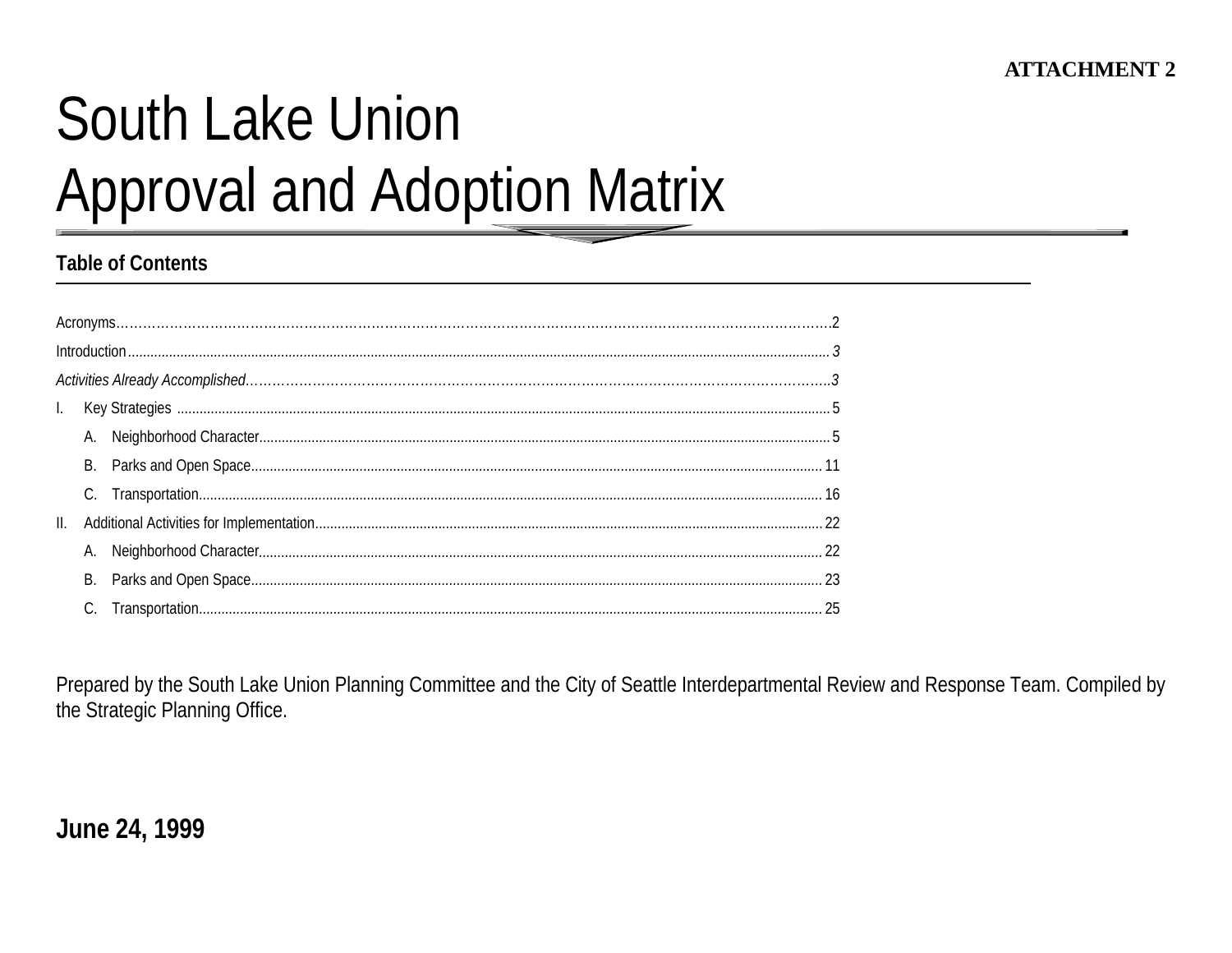**ATTACHMENT 2**

# South Lake Union
# Approval and Adoption Matrix

## Table of Contents

Acronyms.....2

Introduction..... *3*

*Activities Already Accomplished.....3*

I. Key Strategies ..... 5
   - A. Neighborhood Character..... 5
   - B. Parks and Open Space..... 11
   - C. Transportation..... 16

II. Additional Activities for Implementation..... 22
   - A. Neighborhood Character..... 22
   - B. Parks and Open Space..... 23
   - C. Transportation..... 25

Prepared by the South Lake Union Planning Committee and the City of Seattle Interdepartmental Review and Response Team. Compiled by the Strategic Planning Office.

**June 24, 1999**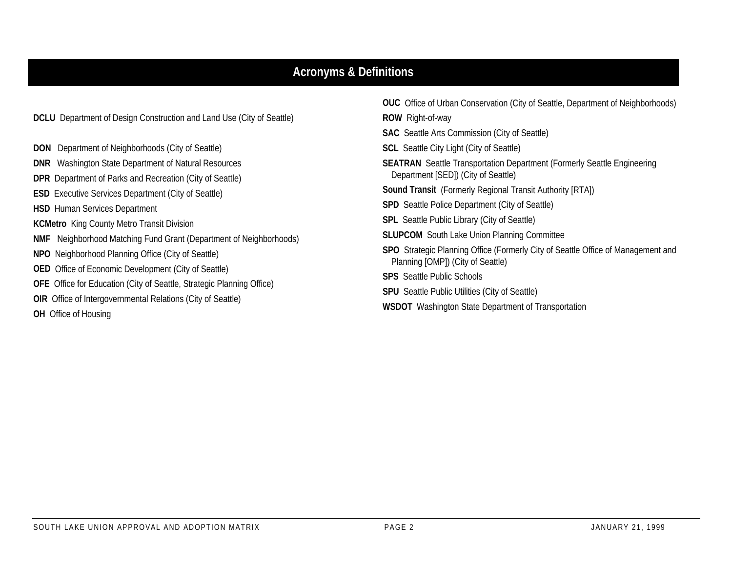# Acronyms & Definitions

**DCLU** Department of Design Construction and Land Use (City of Seattle)

**DON** Department of Neighborhoods (City of Seattle)

**DNR** Washington State Department of Natural Resources

**DPR** Department of Parks and Recreation (City of Seattle)

**ESD** Executive Services Department (City of Seattle)

**HSD** Human Services Department

**KCMetro** King County Metro Transit Division

**NMF** Neighborhood Matching Fund Grant (Department of Neighborhoods)

**NPO** Neighborhood Planning Office (City of Seattle)

**OED** Office of Economic Development (City of Seattle)

**OFE** Office for Education (City of Seattle, Strategic Planning Office)

**OIR** Office of Intergovernmental Relations (City of Seattle)

**OH** Office of Housing

**OUC** Office of Urban Conservation (City of Seattle, Department of Neighborhoods)

**ROW** Right-of-way

**SAC** Seattle Arts Commission (City of Seattle)

**SCL** Seattle City Light (City of Seattle)

**SEATRAN** Seattle Transportation Department (Formerly Seattle Engineering Department [SED]) (City of Seattle)

**Sound Transit** (Formerly Regional Transit Authority [RTA])

**SPD** Seattle Police Department (City of Seattle)

**SPL** Seattle Public Library (City of Seattle)

**SLUPCOM** South Lake Union Planning Committee

**SPO** Strategic Planning Office (Formerly City of Seattle Office of Management and Planning [OMP]) (City of Seattle)

**SPS** Seattle Public Schools

**SPU** Seattle Public Utilities (City of Seattle)

**WSDOT** Washington State Department of Transportation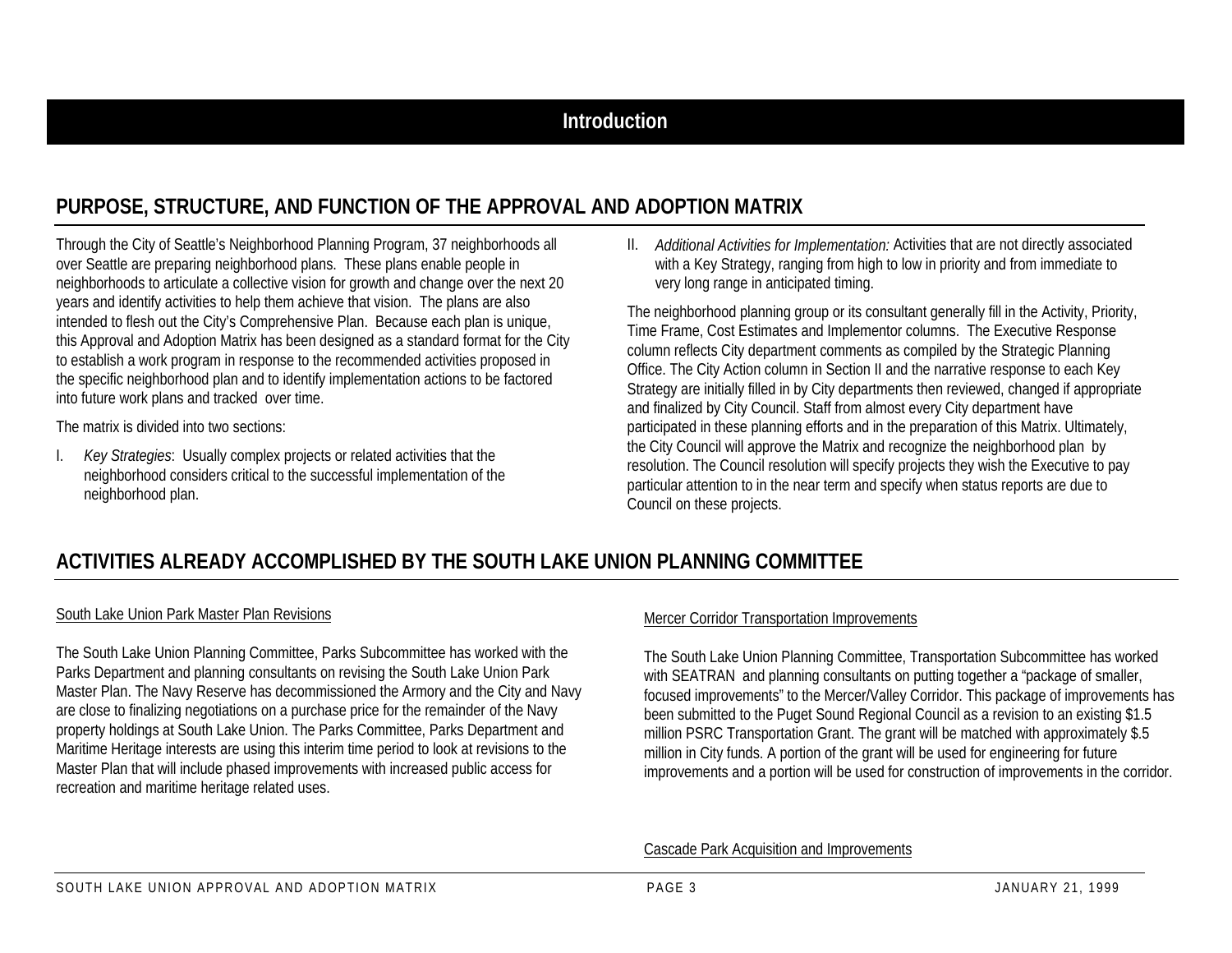# Introduction

## PURPOSE, STRUCTURE, AND FUNCTION OF THE APPROVAL AND ADOPTION MATRIX

Through the City of Seattle's Neighborhood Planning Program, 37 neighborhoods all over Seattle are preparing neighborhood plans. These plans enable people in neighborhoods to articulate a collective vision for growth and change over the next 20 years and identify activities to help them achieve that vision. The plans are also intended to flesh out the City's Comprehensive Plan. Because each plan is unique, this Approval and Adoption Matrix has been designed as a standard format for the City to establish a work program in response to the recommended activities proposed in the specific neighborhood plan and to identify implementation actions to be factored into future work plans and tracked over time.

The matrix is divided into two sections:

I. *Key Strategies*: Usually complex projects or related activities that the neighborhood considers critical to the successful implementation of the neighborhood plan.

II. *Additional Activities for Implementation:* Activities that are not directly associated with a Key Strategy, ranging from high to low in priority and from immediate to very long range in anticipated timing.

The neighborhood planning group or its consultant generally fill in the Activity, Priority, Time Frame, Cost Estimates and Implementor columns. The Executive Response column reflects City department comments as compiled by the Strategic Planning Office. The City Action column in Section II and the narrative response to each Key Strategy are initially filled in by City departments then reviewed, changed if appropriate and finalized by City Council. Staff from almost every City department have participated in these planning efforts and in the preparation of this Matrix. Ultimately, the City Council will approve the Matrix and recognize the neighborhood plan by resolution. The Council resolution will specify projects they wish the Executive to pay particular attention to in the near term and specify when status reports are due to Council on these projects.

## ACTIVITIES ALREADY ACCOMPLISHED BY THE SOUTH LAKE UNION PLANNING COMMITTEE

South Lake Union Park Master Plan Revisions

The South Lake Union Planning Committee, Parks Subcommittee has worked with the Parks Department and planning consultants on revising the South Lake Union Park Master Plan. The Navy Reserve has decommissioned the Armory and the City and Navy are close to finalizing negotiations on a purchase price for the remainder of the Navy property holdings at South Lake Union. The Parks Committee, Parks Department and Maritime Heritage interests are using this interim time period to look at revisions to the Master Plan that will include phased improvements with increased public access for recreation and maritime heritage related uses.

Mercer Corridor Transportation Improvements

The South Lake Union Planning Committee, Transportation Subcommittee has worked with SEATRAN and planning consultants on putting together a "package of smaller, focused improvements" to the Mercer/Valley Corridor. This package of improvements has been submitted to the Puget Sound Regional Council as a revision to an existing $1.5 million PSRC Transportation Grant. The grant will be matched with approximately $.5 million in City funds. A portion of the grant will be used for engineering for future improvements and a portion will be used for construction of improvements in the corridor.

Cascade Park Acquisition and Improvements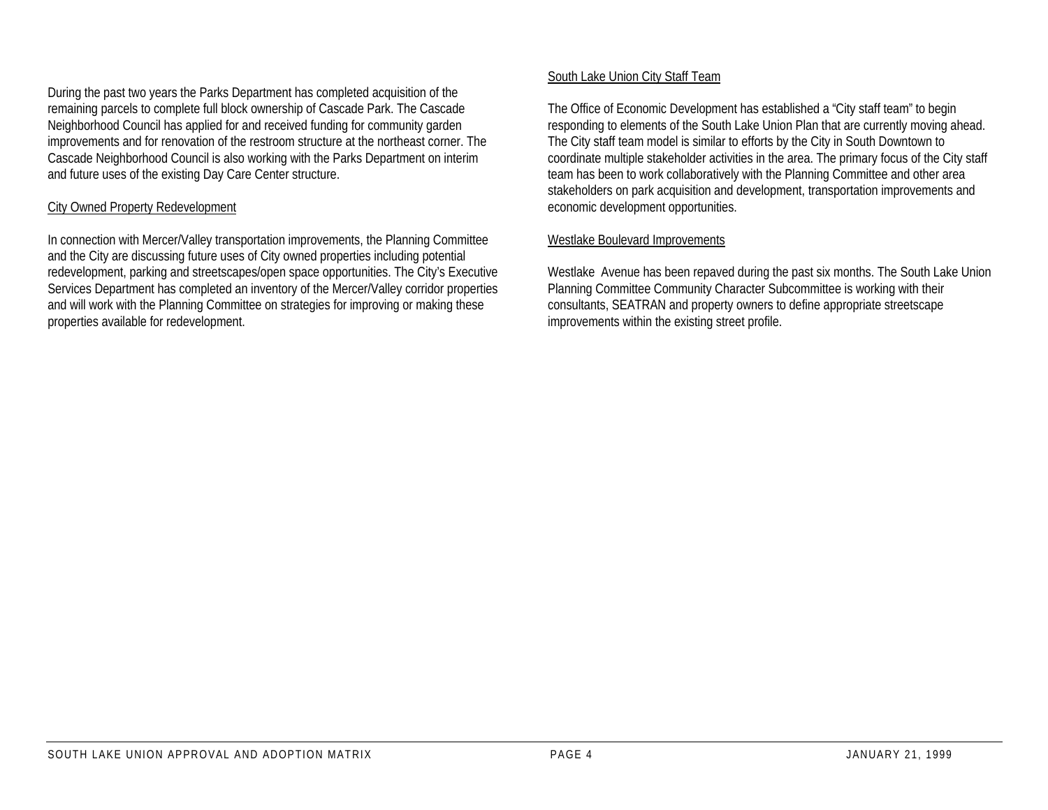During the past two years the Parks Department has completed acquisition of the remaining parcels to complete full block ownership of Cascade Park. The Cascade Neighborhood Council has applied for and received funding for community garden improvements and for renovation of the restroom structure at the northeast corner. The Cascade Neighborhood Council is also working with the Parks Department on interim and future uses of the existing Day Care Center structure.

<u>City Owned Property Redevelopment</u>

In connection with Mercer/Valley transportation improvements, the Planning Committee and the City are discussing future uses of City owned properties including potential redevelopment, parking and streetscapes/open space opportunities. The City's Executive Services Department has completed an inventory of the Mercer/Valley corridor properties and will work with the Planning Committee on strategies for improving or making these properties available for redevelopment.

<u>South Lake Union City Staff Team</u>

The Office of Economic Development has established a "City staff team" to begin responding to elements of the South Lake Union Plan that are currently moving ahead. The City staff team model is similar to efforts by the City in South Downtown to coordinate multiple stakeholder activities in the area. The primary focus of the City staff team has been to work collaboratively with the Planning Committee and other area stakeholders on park acquisition and development, transportation improvements and economic development opportunities.

<u>Westlake Boulevard Improvements</u>

Westlake Avenue has been repaved during the past six months. The South Lake Union Planning Committee Community Character Subcommittee is working with their consultants, SEATRAN and property owners to define appropriate streetscape improvements within the existing street profile.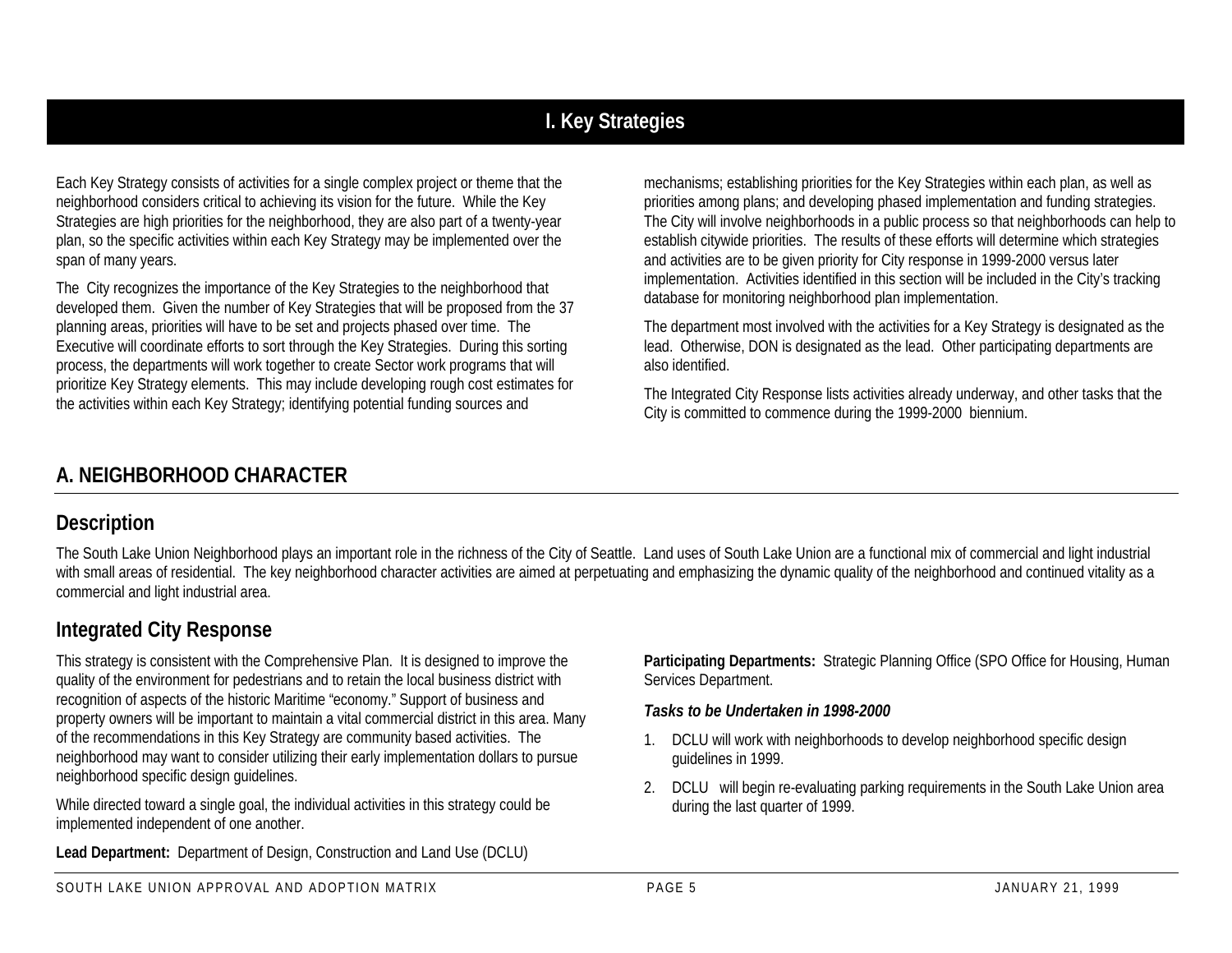# I. Key Strategies

Each Key Strategy consists of activities for a single complex project or theme that the neighborhood considers critical to achieving its vision for the future. While the Key Strategies are high priorities for the neighborhood, they are also part of a twenty-year plan, so the specific activities within each Key Strategy may be implemented over the span of many years.

The City recognizes the importance of the Key Strategies to the neighborhood that developed them. Given the number of Key Strategies that will be proposed from the 37 planning areas, priorities will have to be set and projects phased over time. The Executive will coordinate efforts to sort through the Key Strategies. During this sorting process, the departments will work together to create Sector work programs that will prioritize Key Strategy elements. This may include developing rough cost estimates for the activities within each Key Strategy; identifying potential funding sources and mechanisms; establishing priorities for the Key Strategies within each plan, as well as priorities among plans; and developing phased implementation and funding strategies. The City will involve neighborhoods in a public process so that neighborhoods can help to establish citywide priorities. The results of these efforts will determine which strategies and activities are to be given priority for City response in 1999-2000 versus later implementation. Activities identified in this section will be included in the City's tracking database for monitoring neighborhood plan implementation.

The department most involved with the activities for a Key Strategy is designated as the lead. Otherwise, DON is designated as the lead. Other participating departments are also identified.

The Integrated City Response lists activities already underway, and other tasks that the City is committed to commence during the 1999-2000 biennium.

## A. NEIGHBORHOOD CHARACTER

### Description

The South Lake Union Neighborhood plays an important role in the richness of the City of Seattle. Land uses of South Lake Union are a functional mix of commercial and light industrial with small areas of residential. The key neighborhood character activities are aimed at perpetuating and emphasizing the dynamic quality of the neighborhood and continued vitality as a commercial and light industrial area.

### Integrated City Response

This strategy is consistent with the Comprehensive Plan. It is designed to improve the quality of the environment for pedestrians and to retain the local business district with recognition of aspects of the historic Maritime "economy." Support of business and property owners will be important to maintain a vital commercial district in this area. Many of the recommendations in this Key Strategy are community based activities. The neighborhood may want to consider utilizing their early implementation dollars to pursue neighborhood specific design guidelines.

While directed toward a single goal, the individual activities in this strategy could be implemented independent of one another.

**Lead Department:** Department of Design, Construction and Land Use (DCLU)

**Participating Departments:** Strategic Planning Office (SPO Office for Housing, Human Services Department.

***Tasks to be Undertaken in 1998-2000***

1. DCLU will work with neighborhoods to develop neighborhood specific design guidelines in 1999.
2. DCLU will begin re-evaluating parking requirements in the South Lake Union area during the last quarter of 1999.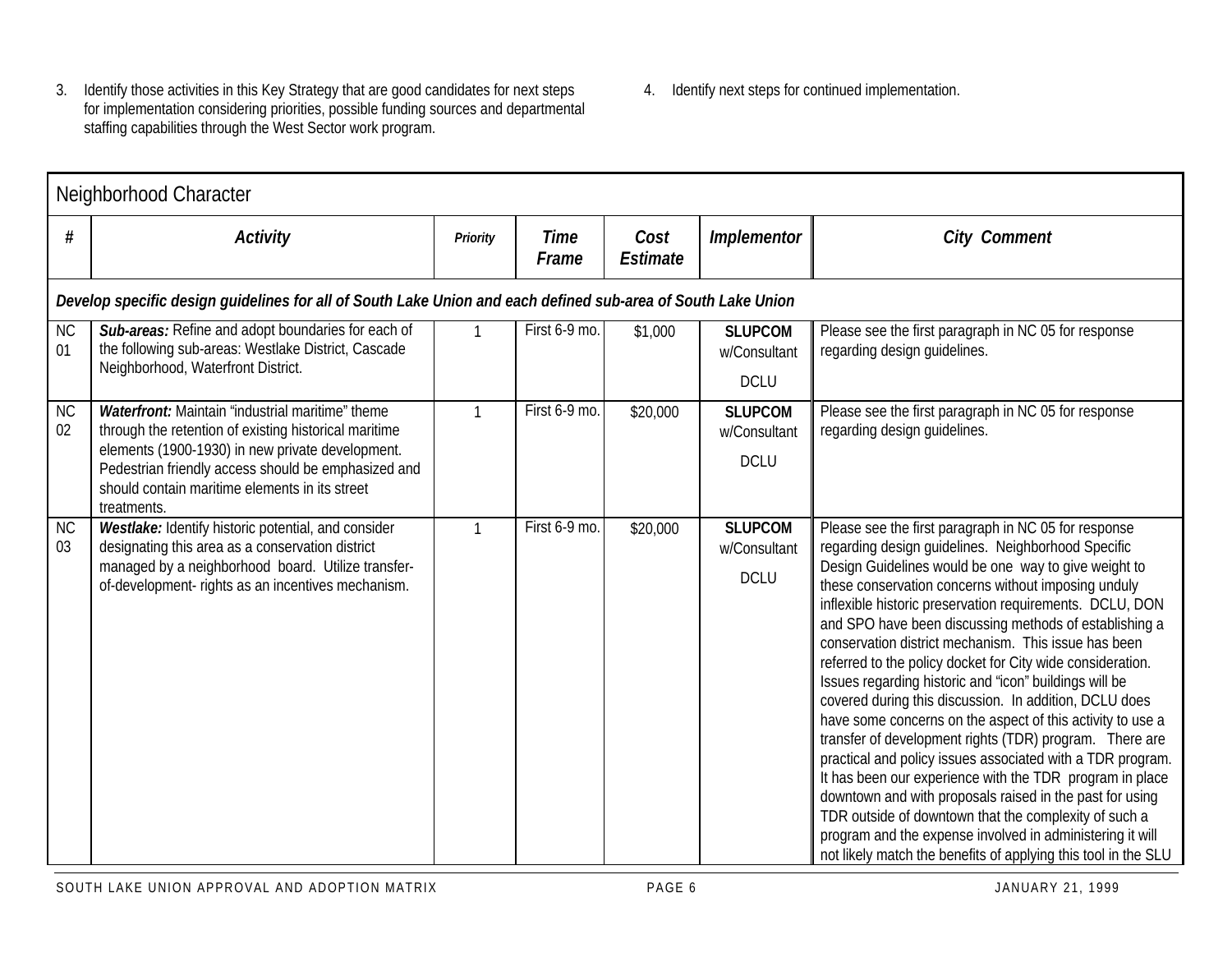3. Identify those activities in this Key Strategy that are good candidates for next steps for implementation considering priorities, possible funding sources and departmental staffing capabilities through the West Sector work program.

4. Identify next steps for continued implementation.

## Neighborhood Character

| # | *Activity* | *Priority* | *Time Frame* | *Cost Estimate* | *Implementor* | *City Comment* |
|---|---|---|---|---|---|---|
| ***Develop specific design guidelines for all of South Lake Union and each defined sub-area of South Lake Union*** | | | | | | |
| NC 01 | ***Sub-areas:*** Refine and adopt boundaries for each of the following sub-areas: Westlake District, Cascade Neighborhood, Waterfront District. | 1 | First 6-9 mo. | $1,000 | **SLUPCOM** w/Consultant DCLU | Please see the first paragraph in NC 05 for response regarding design guidelines. |
| NC 02 | ***Waterfront:*** Maintain "industrial maritime" theme through the retention of existing historical maritime elements (1900-1930) in new private development. Pedestrian friendly access should be emphasized and should contain maritime elements in its street treatments. | 1 | First 6-9 mo. | $20,000 | **SLUPCOM** w/Consultant DCLU | Please see the first paragraph in NC 05 for response regarding design guidelines. |
| NC 03 | ***Westlake:*** Identify historic potential, and consider designating this area as a conservation district managed by a neighborhood board. Utilize transfer-of-development- rights as an incentives mechanism. | 1 | First 6-9 mo. | $20,000 | **SLUPCOM** w/Consultant DCLU | Please see the first paragraph in NC 05 for response regarding design guidelines. Neighborhood Specific Design Guidelines would be one way to give weight to these conservation concerns without imposing unduly inflexible historic preservation requirements. DCLU, DON and SPO have been discussing methods of establishing a conservation district mechanism. This issue has been referred to the policy docket for City wide consideration. Issues regarding historic and "icon" buildings will be covered during this discussion. In addition, DCLU does have some concerns on the aspect of this activity to use a transfer of development rights (TDR) program. There are practical and policy issues associated with a TDR program. It has been our experience with the TDR program in place downtown and with proposals raised in the past for using TDR outside of downtown that the complexity of such a program and the expense involved in administering it will not likely match the benefits of applying this tool in the SLU |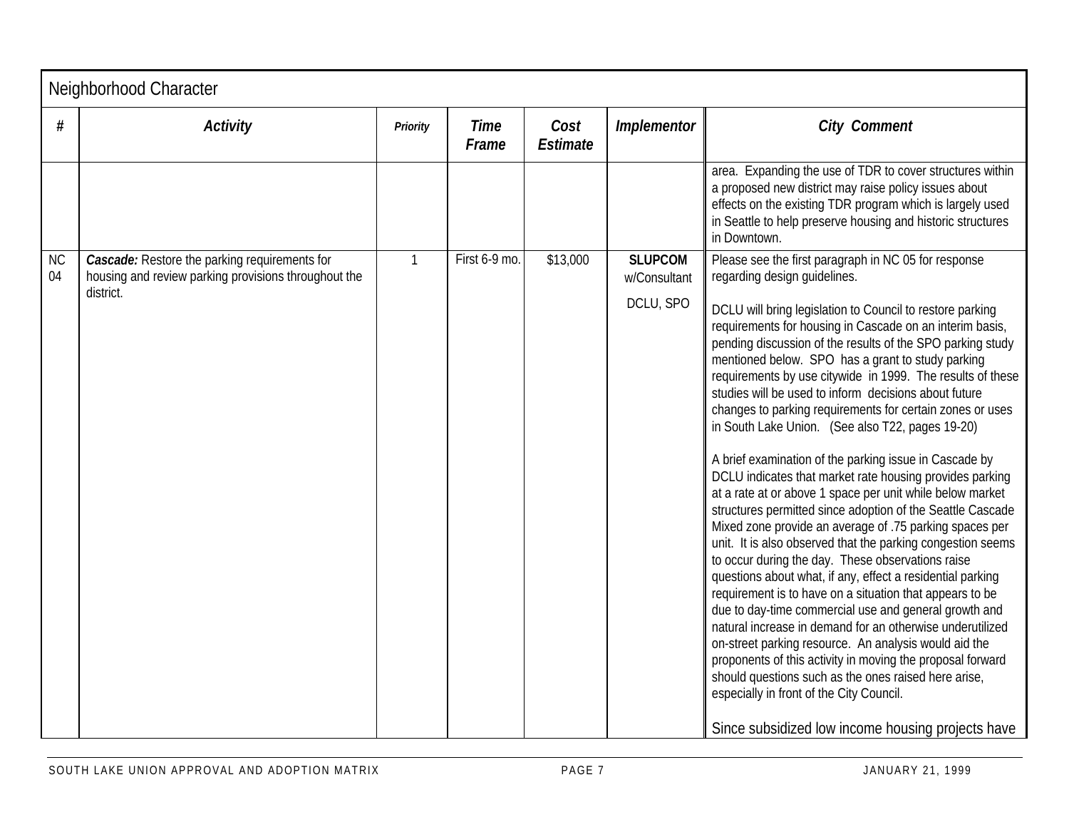## Neighborhood Character

| # | Activity | Priority | Time Frame | Cost Estimate | Implementor | City Comment |
|---|---|---|---|---|---|---|
| | | | | | | area. Expanding the use of TDR to cover structures within a proposed new district may raise policy issues about effects on the existing TDR program which is largely used in Seattle to help preserve housing and historic structures in Downtown. |
| NC 04 | ***Cascade:*** Restore the parking requirements for housing and review parking provisions throughout the district. | 1 | First 6-9 mo. | $13,000 | **SLUPCOM** w/Consultant<br><br>DCLU, SPO | Please see the first paragraph in NC 05 for response regarding design guidelines.<br><br>DCLU will bring legislation to Council to restore parking requirements for housing in Cascade on an interim basis, pending discussion of the results of the SPO parking study mentioned below. SPO has a grant to study parking requirements by use citywide in 1999. The results of these studies will be used to inform decisions about future changes to parking requirements for certain zones or uses in South Lake Union. (See also T22, pages 19-20)<br><br>A brief examination of the parking issue in Cascade by DCLU indicates that market rate housing provides parking at a rate at or above 1 space per unit while below market structures permitted since adoption of the Seattle Cascade Mixed zone provide an average of .75 parking spaces per unit. It is also observed that the parking congestion seems to occur during the day. These observations raise questions about what, if any, effect a residential parking requirement is to have on a situation that appears to be due to day-time commercial use and general growth and natural increase in demand for an otherwise underutilized on-street parking resource. An analysis would aid the proponents of this activity in moving the proposal forward should questions such as the ones raised here arise, especially in front of the City Council.<br><br>Since subsidized low income housing projects have |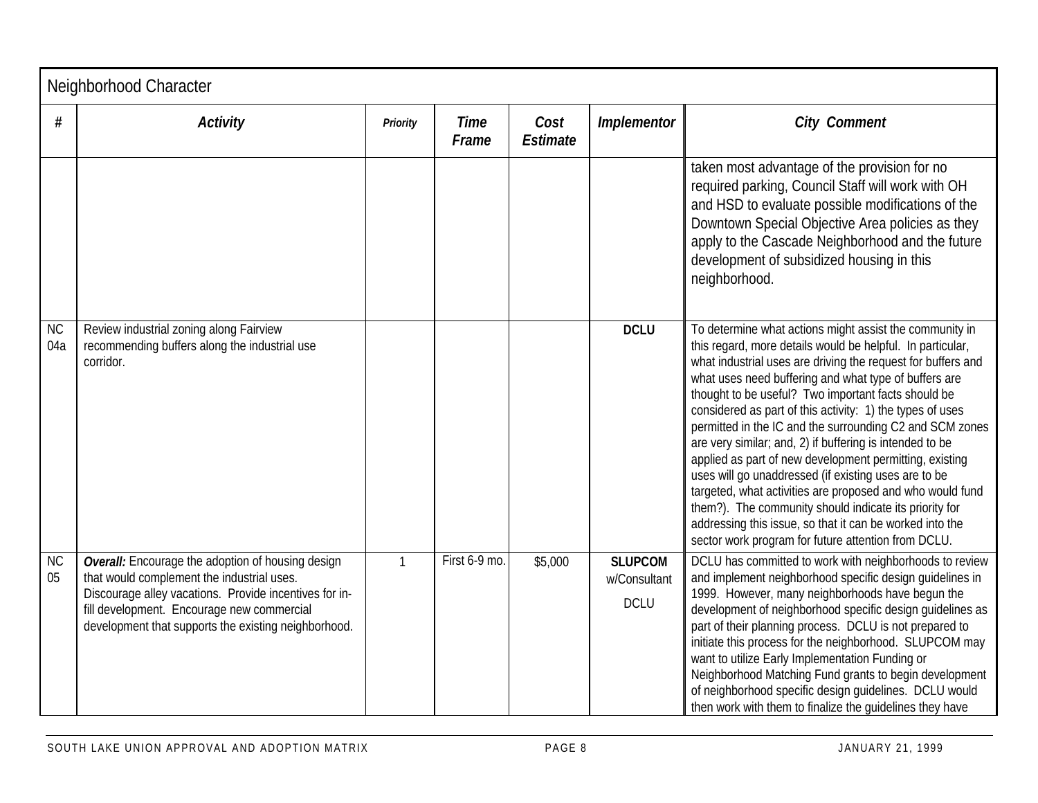## Neighborhood Character

| # | *Activity* | *Priority* | *Time Frame* | *Cost Estimate* | *Implementor* | *City Comment* |
|---|---|---|---|---|---|---|
| | | | | | | taken most advantage of the provision for no required parking, Council Staff will work with OH and HSD to evaluate possible modifications of the Downtown Special Objective Area policies as they apply to the Cascade Neighborhood and the future development of subsidized housing in this neighborhood. |
| NC 04a | Review industrial zoning along Fairview recommending buffers along the industrial use corridor. | | | | **DCLU** | To determine what actions might assist the community in this regard, more details would be helpful. In particular, what industrial uses are driving the request for buffers and what uses need buffering and what type of buffers are thought to be useful? Two important facts should be considered as part of this activity: 1) the types of uses permitted in the IC and the surrounding C2 and SCM zones are very similar; and, 2) if buffering is intended to be applied as part of new development permitting, existing uses will go unaddressed (if existing uses are to be targeted, what activities are proposed and who would fund them?). The community should indicate its priority for addressing this issue, so that it can be worked into the sector work program for future attention from DCLU. |
| NC 05 | ***Overall:*** Encourage the adoption of housing design that would complement the industrial uses. Discourage alley vacations. Provide incentives for in-fill development. Encourage new commercial development that supports the existing neighborhood. | 1 | First 6-9 mo. | $5,000 | **SLUPCOM** w/Consultant DCLU | DCLU has committed to work with neighborhoods to review and implement neighborhood specific design guidelines in 1999. However, many neighborhoods have begun the development of neighborhood specific design guidelines as part of their planning process. DCLU is not prepared to initiate this process for the neighborhood. SLUPCOM may want to utilize Early Implementation Funding or Neighborhood Matching Fund grants to begin development of neighborhood specific design guidelines. DCLU would then work with them to finalize the guidelines they have |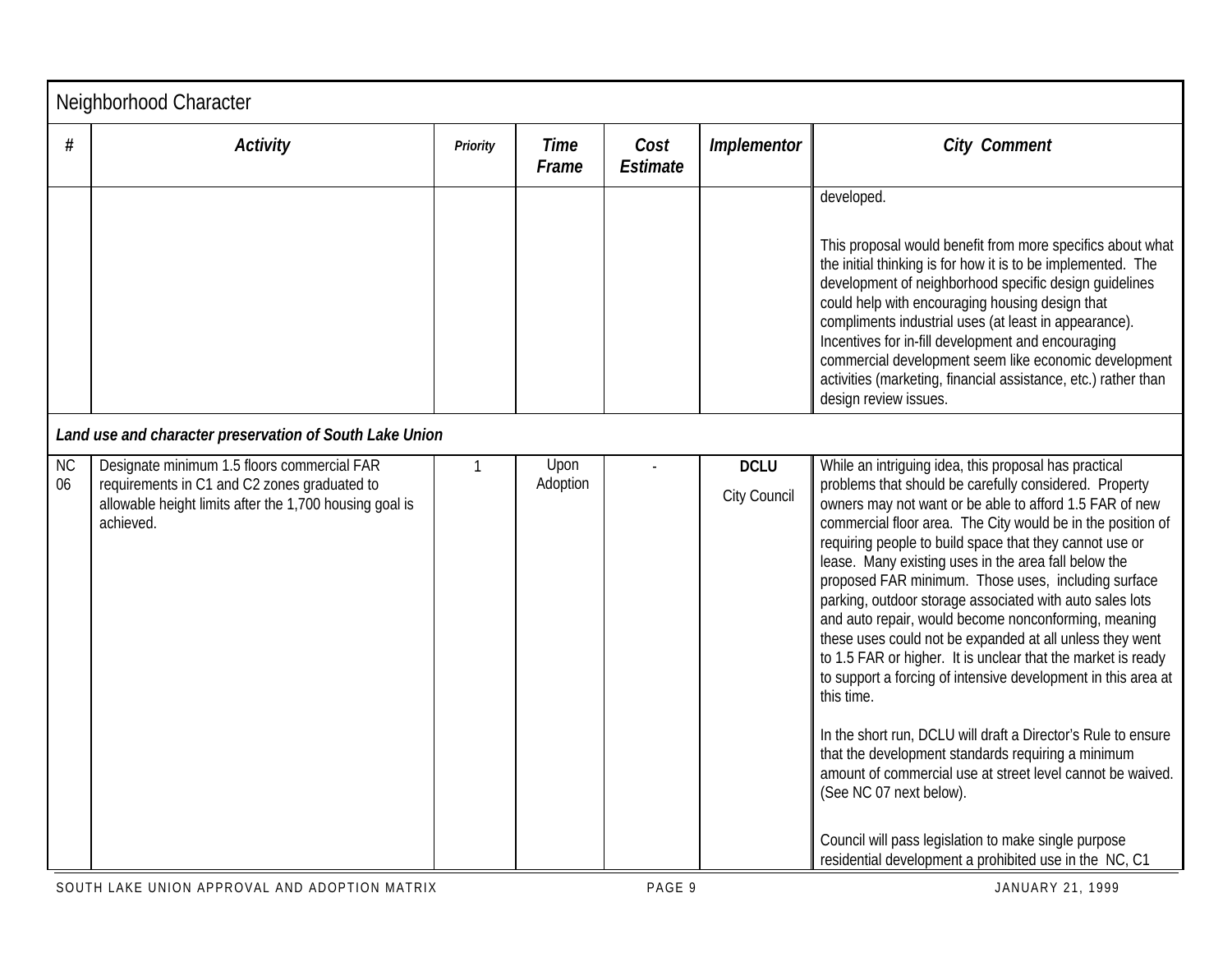## Neighborhood Character

| # | *Activity* | *Priority* | *Time Frame* | *Cost Estimate* | *Implementor* | *City Comment* |
|---|---|---|---|---|---|---|
| | | | | | | developed.<br><br>This proposal would benefit from more specifics about what the initial thinking is for how it is to be implemented. The development of neighborhood specific design guidelines could help with encouraging housing design that compliments industrial uses (at least in appearance). Incentives for in-fill development and encouraging commercial development seem like economic development activities (marketing, financial assistance, etc.) rather than design review issues. |
| ***Land use and character preservation of South Lake Union*** | | | | | | |
| NC 06 | Designate minimum 1.5 floors commercial FAR requirements in C1 and C2 zones graduated to allowable height limits after the 1,700 housing goal is achieved. | 1 | Upon Adoption | - | **DCLU**<br>City Council | While an intriguing idea, this proposal has practical problems that should be carefully considered. Property owners may not want or be able to afford 1.5 FAR of new commercial floor area. The City would be in the position of requiring people to build space that they cannot use or lease. Many existing uses in the area fall below the proposed FAR minimum. Those uses, including surface parking, outdoor storage associated with auto sales lots and auto repair, would become nonconforming, meaning these uses could not be expanded at all unless they went to 1.5 FAR or higher. It is unclear that the market is ready to support a forcing of intensive development in this area at this time.<br><br>In the short run, DCLU will draft a Director's Rule to ensure that the development standards requiring a minimum amount of commercial use at street level cannot be waived. (See NC 07 next below).<br><br>Council will pass legislation to make single purpose residential development a prohibited use in the NC, C1 |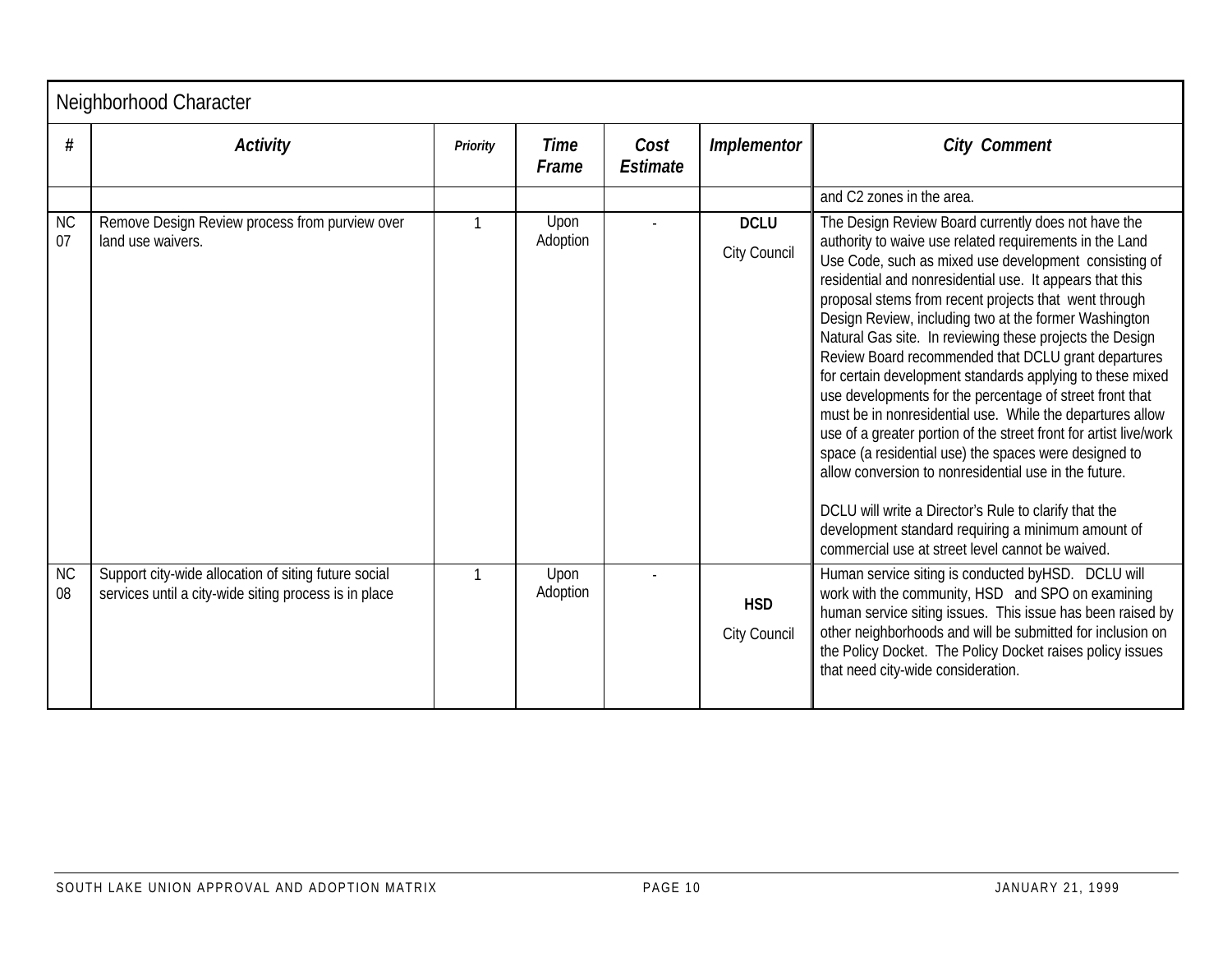## Neighborhood Character

| # | *Activity* | *Priority* | *Time Frame* | *Cost Estimate* | *Implementor* | *City Comment* |
|---|---|---|---|---|---|---|
| | | | | | | and C2 zones in the area. |
| NC 07 | Remove Design Review process from purview over land use waivers. | 1 | Upon Adoption | - | **DCLU** City Council | The Design Review Board currently does not have the authority to waive use related requirements in the Land Use Code, such as mixed use development consisting of residential and nonresidential use. It appears that this proposal stems from recent projects that went through Design Review, including two at the former Washington Natural Gas site. In reviewing these projects the Design Review Board recommended that DCLU grant departures for certain development standards applying to these mixed use developments for the percentage of street front that must be in nonresidential use. While the departures allow use of a greater portion of the street front for artist live/work space (a residential use) the spaces were designed to allow conversion to nonresidential use in the future.<br><br>DCLU will write a Director's Rule to clarify that the development standard requiring a minimum amount of commercial use at street level cannot be waived. |
| NC 08 | Support city-wide allocation of siting future social services until a city-wide siting process is in place | 1 | Upon Adoption | - | **HSD** City Council | Human service siting is conducted byHSD. DCLU will work with the community, HSD and SPO on examining human service siting issues. This issue has been raised by other neighborhoods and will be submitted for inclusion on the Policy Docket. The Policy Docket raises policy issues that need city-wide consideration. |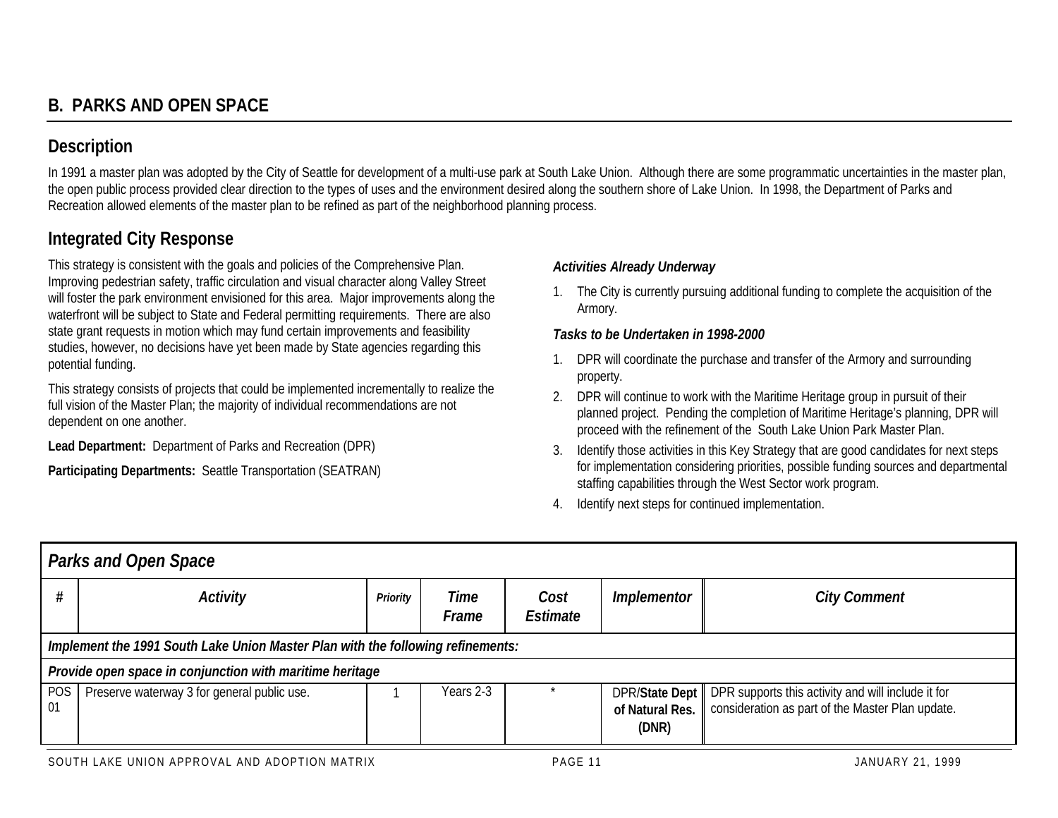## B. PARKS AND OPEN SPACE

### Description

In 1991 a master plan was adopted by the City of Seattle for development of a multi-use park at South Lake Union. Although there are some programmatic uncertainties in the master plan, the open public process provided clear direction to the types of uses and the environment desired along the southern shore of Lake Union. In 1998, the Department of Parks and Recreation allowed elements of the master plan to be refined as part of the neighborhood planning process.

### Integrated City Response

This strategy is consistent with the goals and policies of the Comprehensive Plan. Improving pedestrian safety, traffic circulation and visual character along Valley Street will foster the park environment envisioned for this area. Major improvements along the waterfront will be subject to State and Federal permitting requirements. There are also state grant requests in motion which may fund certain improvements and feasibility studies, however, no decisions have yet been made by State agencies regarding this potential funding.

This strategy consists of projects that could be implemented incrementally to realize the full vision of the Master Plan; the majority of individual recommendations are not dependent on one another.

**Lead Department:** Department of Parks and Recreation (DPR)

**Participating Departments:** Seattle Transportation (SEATRAN)

***Activities Already Underway***

1. The City is currently pursuing additional funding to complete the acquisition of the Armory.

***Tasks to be Undertaken in 1998-2000***

1. DPR will coordinate the purchase and transfer of the Armory and surrounding property.
2. DPR will continue to work with the Maritime Heritage group in pursuit of their planned project. Pending the completion of Maritime Heritage's planning, DPR will proceed with the refinement of the South Lake Union Park Master Plan.
3. Identify those activities in this Key Strategy that are good candidates for next steps for implementation considering priorities, possible funding sources and departmental staffing capabilities through the West Sector work program.
4. Identify next steps for continued implementation.

***Parks and Open Space***

| # | Activity | Priority | Time Frame | Cost Estimate | Implementor | City Comment |
|---|---|---|---|---|---|---|
| ***Implement the 1991 South Lake Union Master Plan with the following refinements:*** | | | | | | |
| ***Provide open space in conjunction with maritime heritage*** | | | | | | |
| POS 01 | Preserve waterway 3 for general public use. | 1 | Years 2-3 | * | DPR/**State Dept of Natural Res. (DNR)** | DPR supports this activity and will include it for consideration as part of the Master Plan update. |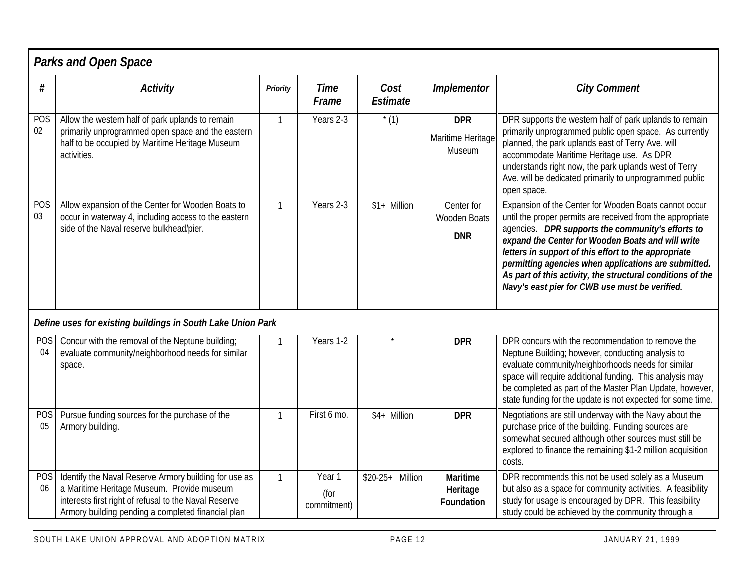## *Parks and Open Space*

| # | *Activity* | *Priority* | *Time Frame* | *Cost Estimate* | *Implementor* | *City Comment* |
|---|---|---|---|---|---|---|
| POS 02 | Allow the western half of park uplands to remain primarily unprogrammed open space and the eastern half to be occupied by Maritime Heritage Museum activities. | 1 | Years 2-3 | * (1) | **DPR** Maritime Heritage Museum | DPR supports the western half of park uplands to remain primarily unprogrammed public open space. As currently planned, the park uplands east of Terry Ave. will accommodate Maritime Heritage use. As DPR understands right now, the park uplands west of Terry Ave. will be dedicated primarily to unprogrammed public open space. |
| POS 03 | Allow expansion of the Center for Wooden Boats to occur in waterway 4, including access to the eastern side of the Naval reserve bulkhead/pier. | 1 | Years 2-3 | $1+ Million | Center for Wooden Boats **DNR** | Expansion of the Center for Wooden Boats cannot occur until the proper permits are received from the appropriate agencies. ***DPR supports the community's efforts to expand the Center for Wooden Boats and will write letters in support of this effort to the appropriate permitting agencies when applications are submitted. As part of this activity, the structural conditions of the Navy's east pier for CWB use must be verified.*** |
| | ***Define uses for existing buildings in South Lake Union Park*** | | | | | |
| POS 04 | Concur with the removal of the Neptune building; evaluate community/neighborhood needs for similar space. | 1 | Years 1-2 | * | **DPR** | DPR concurs with the recommendation to remove the Neptune Building; however, conducting analysis to evaluate community/neighborhoods needs for similar space will require additional funding. This analysis may be completed as part of the Master Plan Update, however, state funding for the update is not expected for some time. |
| POS 05 | Pursue funding sources for the purchase of the Armory building. | 1 | First 6 mo. | $4+ Million | **DPR** | Negotiations are still underway with the Navy about the purchase price of the building. Funding sources are somewhat secured although other sources must still be explored to finance the remaining $1-2 million acquisition costs. |
| POS 06 | Identify the Naval Reserve Armory building for use as a Maritime Heritage Museum. Provide museum interests first right of refusal to the Naval Reserve Armory building pending a completed financial plan | 1 | Year 1 (for commitment) | $20-25+ Million | **Maritime Heritage Foundation** | DPR recommends this not be used solely as a Museum but also as a space for community activities. A feasibility study for usage is encouraged by DPR. This feasibility study could be achieved by the community through a |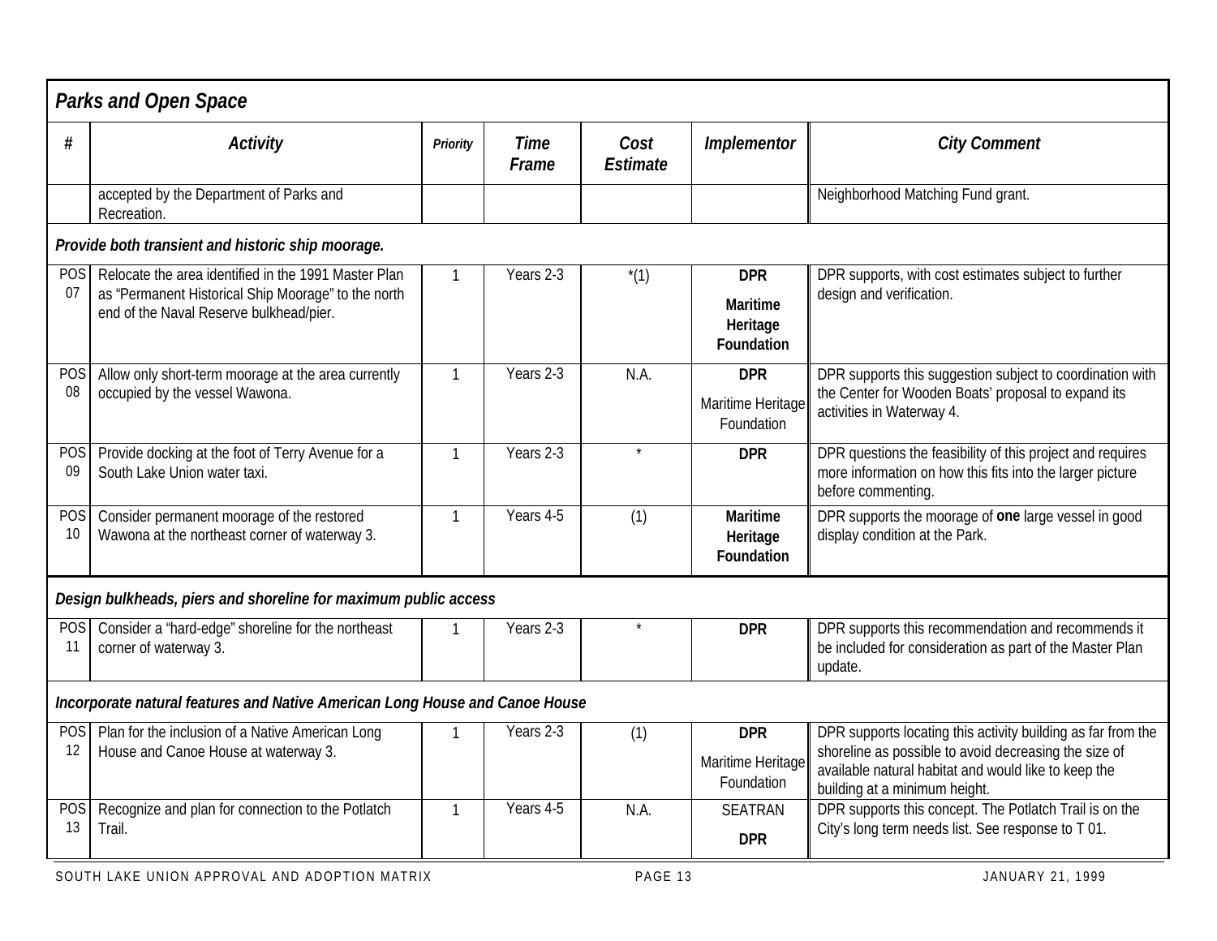## *Parks and Open Space*

| # | *Activity* | *Priority* | *Time Frame* | *Cost Estimate* | *Implementor* | *City Comment* |
|---|---|---|---|---|---|---|
| | accepted by the Department of Parks and Recreation. | | | | | Neighborhood Matching Fund grant. |
| ***Provide both transient and historic ship moorage.*** | | | | | | |
| POS 07 | Relocate the area identified in the 1991 Master Plan as "Permanent Historical Ship Moorage" to the north end of the Naval Reserve bulkhead/pier. | 1 | Years 2-3 | *(1) | **DPR** **Maritime Heritage Foundation** | DPR supports, with cost estimates subject to further design and verification. |
| POS 08 | Allow only short-term moorage at the area currently occupied by the vessel Wawona. | 1 | Years 2-3 | N.A. | **DPR** Maritime Heritage Foundation | DPR supports this suggestion subject to coordination with the Center for Wooden Boats' proposal to expand its activities in Waterway 4. |
| POS 09 | Provide docking at the foot of Terry Avenue for a South Lake Union water taxi. | 1 | Years 2-3 | * | **DPR** | DPR questions the feasibility of this project and requires more information on how this fits into the larger picture before commenting. |
| POS 10 | Consider permanent moorage of the restored Wawona at the northeast corner of waterway 3. | 1 | Years 4-5 | (1) | **Maritime Heritage Foundation** | DPR supports the moorage of **one** large vessel in good display condition at the Park. |
| ***Design bulkheads, piers and shoreline for maximum public access*** | | | | | | |
| POS 11 | Consider a "hard-edge" shoreline for the northeast corner of waterway 3. | 1 | Years 2-3 | * | **DPR** | DPR supports this recommendation and recommends it be included for consideration as part of the Master Plan update. |
| ***Incorporate natural features and Native American Long House and Canoe House*** | | | | | | |
| POS 12 | Plan for the inclusion of a Native American Long House and Canoe House at waterway 3. | 1 | Years 2-3 | (1) | **DPR** Maritime Heritage Foundation | DPR supports locating this activity building as far from the shoreline as possible to avoid decreasing the size of available natural habitat and would like to keep the building at a minimum height. |
| POS 13 | Recognize and plan for connection to the Potlatch Trail. | 1 | Years 4-5 | N.A. | SEATRAN **DPR** | DPR supports this concept. The Potlatch Trail is on the City's long term needs list. See response to T 01. |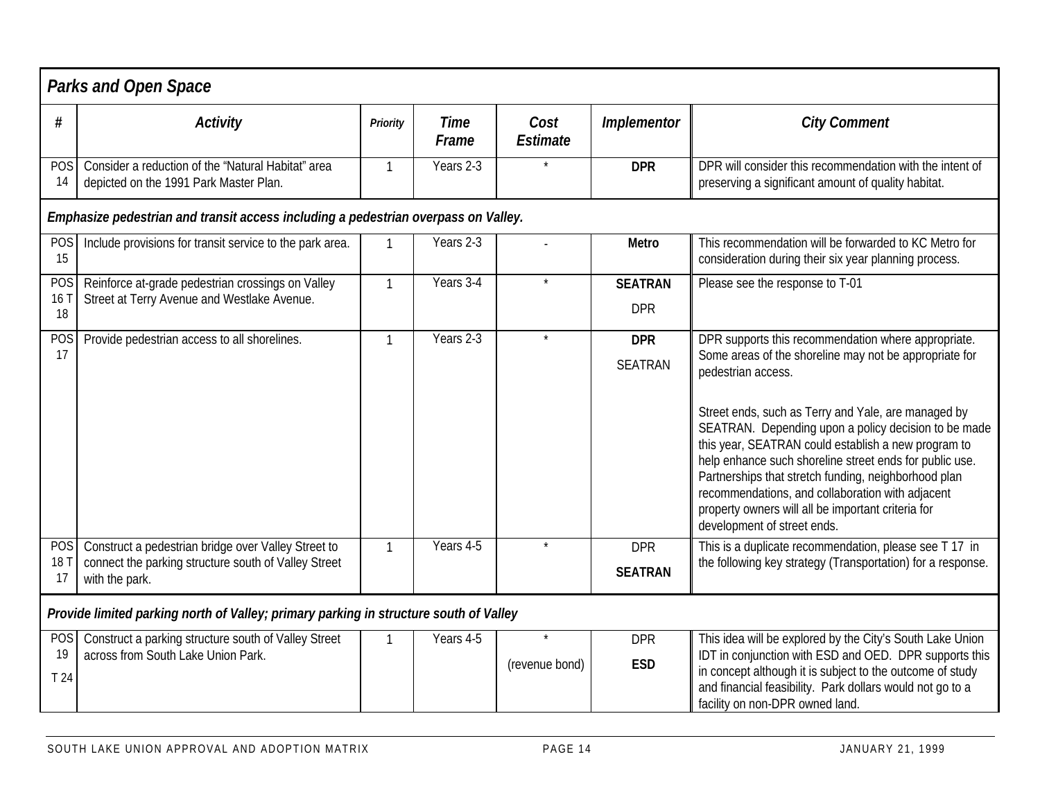## Parks and Open Space

| # | Activity | Priority | Time Frame | Cost Estimate | Implementor | City Comment |
|---|---|---|---|---|---|---|
| POS 14 | Consider a reduction of the "Natural Habitat" area depicted on the 1991 Park Master Plan. | 1 | Years 2-3 | * | **DPR** | DPR will consider this recommendation with the intent of preserving a significant amount of quality habitat. |
| ***Emphasize pedestrian and transit access including a pedestrian overpass on Valley.*** | | | | | | |
| POS 15 | Include provisions for transit service to the park area. | 1 | Years 2-3 | - | **Metro** | This recommendation will be forwarded to KC Metro for consideration during their six year planning process. |
| POS 16 T 18 | Reinforce at-grade pedestrian crossings on Valley Street at Terry Avenue and Westlake Avenue. | 1 | Years 3-4 | * | **SEATRAN** DPR | Please see the response to T-01 |
| POS 17 | Provide pedestrian access to all shorelines. | 1 | Years 2-3 | * | **DPR** SEATRAN | DPR supports this recommendation where appropriate. Some areas of the shoreline may not be appropriate for pedestrian access. Street ends, such as Terry and Yale, are managed by SEATRAN. Depending upon a policy decision to be made this year, SEATRAN could establish a new program to help enhance such shoreline street ends for public use. Partnerships that stretch funding, neighborhood plan recommendations, and collaboration with adjacent property owners will all be important criteria for development of street ends. |
| POS 18 T 17 | Construct a pedestrian bridge over Valley Street to connect the parking structure south of Valley Street with the park. | 1 | Years 4-5 | * | DPR **SEATRAN** | This is a duplicate recommendation, please see T 17 in the following key strategy (Transportation) for a response. |
| ***Provide limited parking north of Valley; primary parking in structure south of Valley*** | | | | | | |
| POS 19 T 24 | Construct a parking structure south of Valley Street across from South Lake Union Park. | 1 | Years 4-5 | * (revenue bond) | DPR **ESD** | This idea will be explored by the City's South Lake Union IDT in conjunction with ESD and OED. DPR supports this in concept although it is subject to the outcome of study and financial feasibility. Park dollars would not go to a facility on non-DPR owned land. |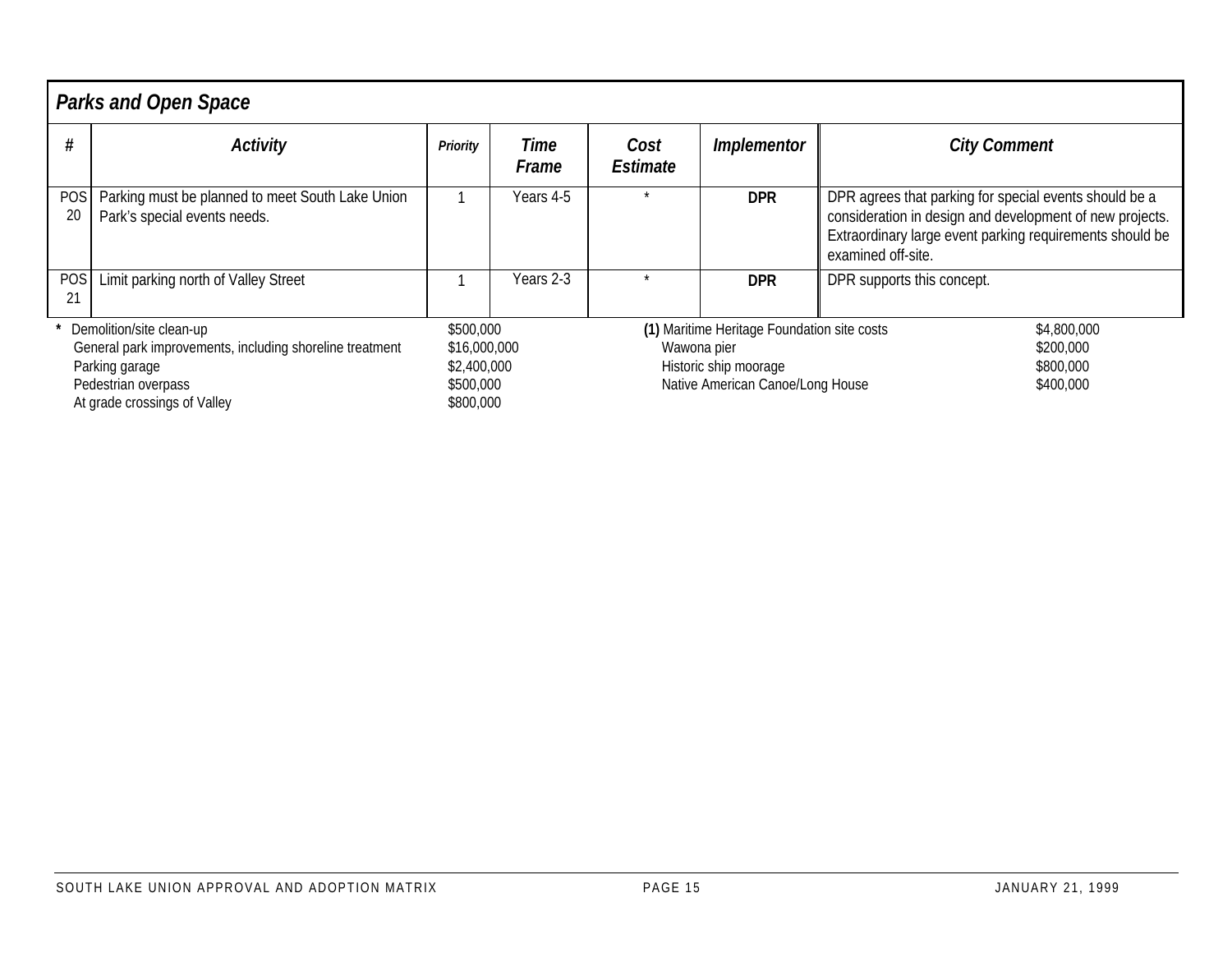## Parks and Open Space

| # | Activity | Priority | Time Frame | Cost Estimate | Implementor | City Comment |
|---|---|---|---|---|---|---|
| POS 20 | Parking must be planned to meet South Lake Union Park's special events needs. | 1 | Years 4-5 | * | **DPR** | DPR agrees that parking for special events should be a consideration in design and development of new projects. Extraordinary large event parking requirements should be examined off-site. |
| POS 21 | Limit parking north of Valley Street | 1 | Years 2-3 | * | **DPR** | DPR supports this concept. |

| * | |
|---|---|
| Demolition/site clean-up | $500,000 |
| General park improvements, including shoreline treatment | $16,000,000 |
| Parking garage | $2,400,000 |
| Pedestrian overpass | $500,000 |
| At grade crossings of Valley | $800,000 |

| **(1)** | |
|---|---|
| Maritime Heritage Foundation site costs | $4,800,000 |
| Wawona pier | $200,000 |
| Historic ship moorage | $800,000 |
| Native American Canoe/Long House | $400,000 |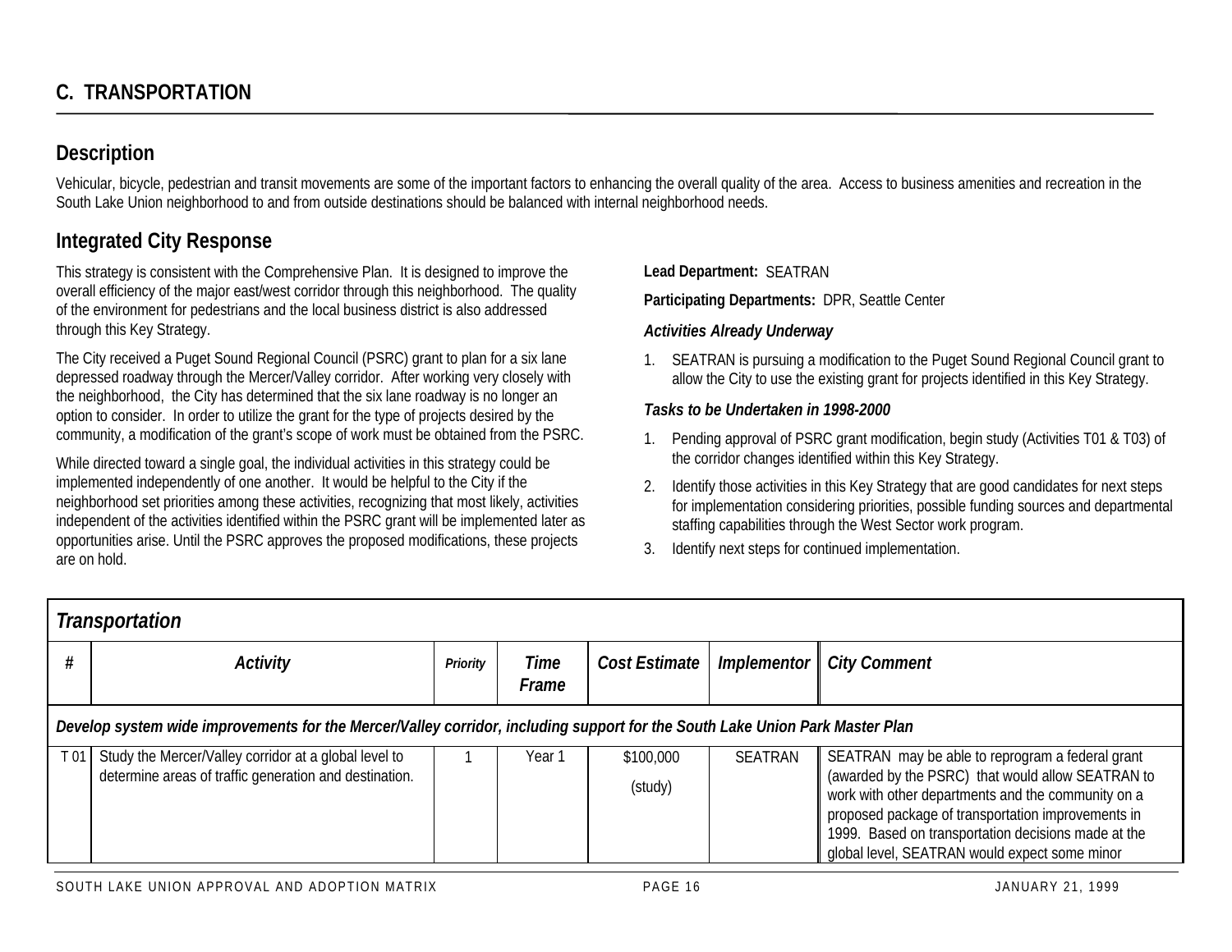## C. TRANSPORTATION

### Description

Vehicular, bicycle, pedestrian and transit movements are some of the important factors to enhancing the overall quality of the area. Access to business amenities and recreation in the South Lake Union neighborhood to and from outside destinations should be balanced with internal neighborhood needs.

### Integrated City Response

This strategy is consistent with the Comprehensive Plan. It is designed to improve the overall efficiency of the major east/west corridor through this neighborhood. The quality of the environment for pedestrians and the local business district is also addressed through this Key Strategy.

The City received a Puget Sound Regional Council (PSRC) grant to plan for a six lane depressed roadway through the Mercer/Valley corridor. After working very closely with the neighborhood, the City has determined that the six lane roadway is no longer an option to consider. In order to utilize the grant for the type of projects desired by the community, a modification of the grant's scope of work must be obtained from the PSRC.

While directed toward a single goal, the individual activities in this strategy could be implemented independently of one another. It would be helpful to the City if the neighborhood set priorities among these activities, recognizing that most likely, activities independent of the activities identified within the PSRC grant will be implemented later as opportunities arise. Until the PSRC approves the proposed modifications, these projects are on hold.

**Lead Department:** SEATRAN

**Participating Departments:** DPR, Seattle Center

***Activities Already Underway***

1. SEATRAN is pursuing a modification to the Puget Sound Regional Council grant to allow the City to use the existing grant for projects identified in this Key Strategy.

***Tasks to be Undertaken in 1998-2000***

1. Pending approval of PSRC grant modification, begin study (Activities T01 & T03) of the corridor changes identified within this Key Strategy.
2. Identify those activities in this Key Strategy that are good candidates for next steps for implementation considering priorities, possible funding sources and departmental staffing capabilities through the West Sector work program.
3. Identify next steps for continued implementation.

***Transportation***

| # | Activity | Priority | Time Frame | Cost Estimate | Implementor | City Comment |
|---|---|---|---|---|---|---|
| ***Develop system wide improvements for the Mercer/Valley corridor, including support for the South Lake Union Park Master Plan*** | | | | | | |
| T 01 | Study the Mercer/Valley corridor at a global level to determine areas of traffic generation and destination. | 1 | Year 1 | $100,000 (study) | SEATRAN | SEATRAN may be able to reprogram a federal grant (awarded by the PSRC) that would allow SEATRAN to work with other departments and the community on a proposed package of transportation improvements in 1999. Based on transportation decisions made at the global level, SEATRAN would expect some minor |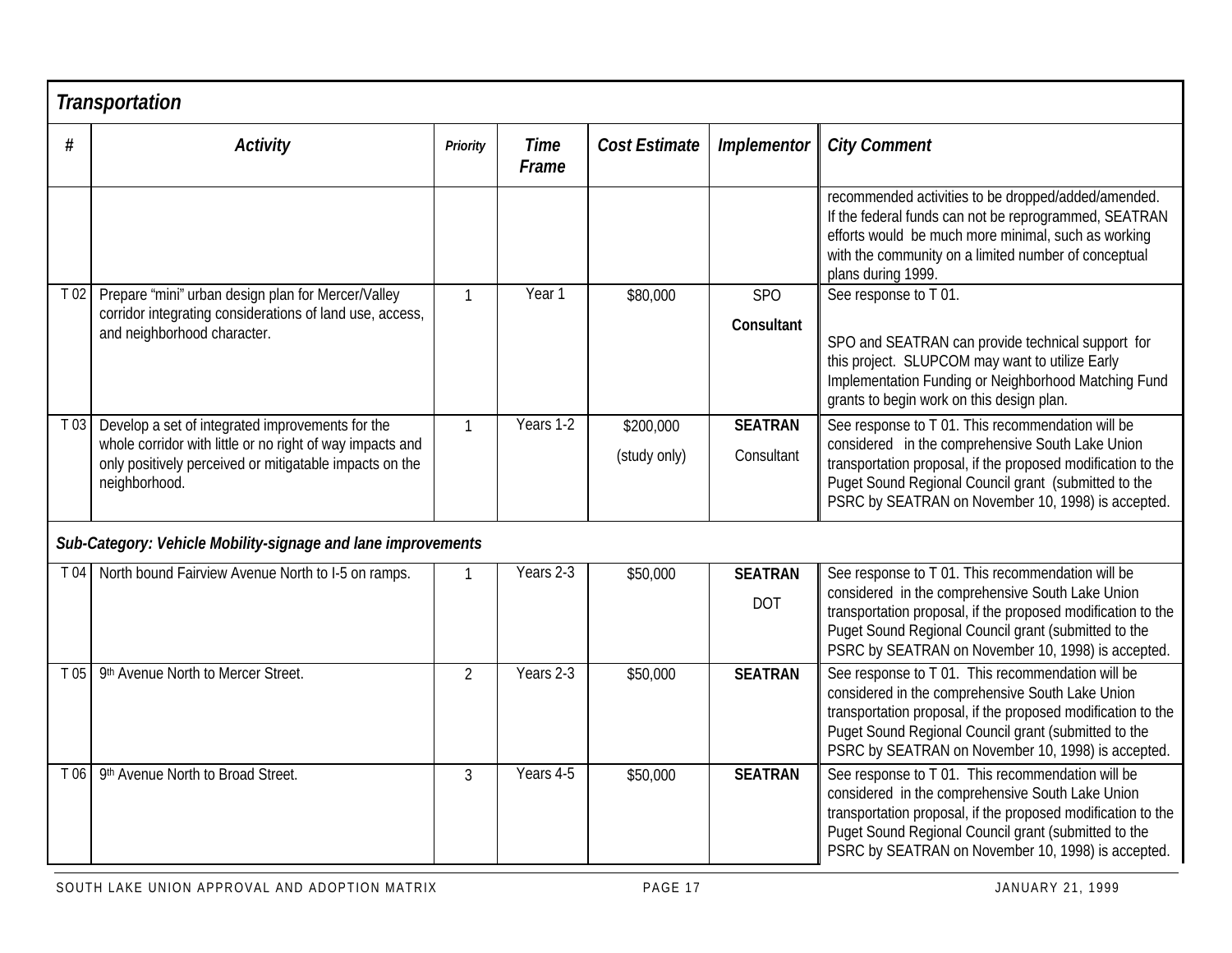## *Transportation*

| # | *Activity* | *Priority* | *Time Frame* | *Cost Estimate* | *Implementor* | *City Comment* |
|---|---|---|---|---|---|---|
| | | | | | | recommended activities to be dropped/added/amended. If the federal funds can not be reprogrammed, SEATRAN efforts would be much more minimal, such as working with the community on a limited number of conceptual plans during 1999. |
| T 02 | Prepare "mini" urban design plan for Mercer/Valley corridor integrating considerations of land use, access, and neighborhood character. | 1 | Year 1 | $80,000 | SPO **Consultant** | See response to T 01. SPO and SEATRAN can provide technical support for this project. SLUPCOM may want to utilize Early Implementation Funding or Neighborhood Matching Fund grants to begin work on this design plan. |
| T 03 | Develop a set of integrated improvements for the whole corridor with little or no right of way impacts and only positively perceived or mitigatable impacts on the neighborhood. | 1 | Years 1-2 | $200,000 (study only) | **SEATRAN** Consultant | See response to T 01. This recommendation will be considered in the comprehensive South Lake Union transportation proposal, if the proposed modification to the Puget Sound Regional Council grant (submitted to the PSRC by SEATRAN on November 10, 1998) is accepted. |
| ***Sub-Category: Vehicle Mobility-signage and lane improvements*** | | | | | | |
| T 04 | North bound Fairview Avenue North to I-5 on ramps. | 1 | Years 2-3 | $50,000 | **SEATRAN** DOT | See response to T 01. This recommendation will be considered in the comprehensive South Lake Union transportation proposal, if the proposed modification to the Puget Sound Regional Council grant (submitted to the PSRC by SEATRAN on November 10, 1998) is accepted. |
| T 05 | 9th Avenue North to Mercer Street. | 2 | Years 2-3 | $50,000 | **SEATRAN** | See response to T 01. This recommendation will be considered in the comprehensive South Lake Union transportation proposal, if the proposed modification to the Puget Sound Regional Council grant (submitted to the PSRC by SEATRAN on November 10, 1998) is accepted. |
| T 06 | 9th Avenue North to Broad Street. | 3 | Years 4-5 | $50,000 | **SEATRAN** | See response to T 01. This recommendation will be considered in the comprehensive South Lake Union transportation proposal, if the proposed modification to the Puget Sound Regional Council grant (submitted to the PSRC by SEATRAN on November 10, 1998) is accepted. |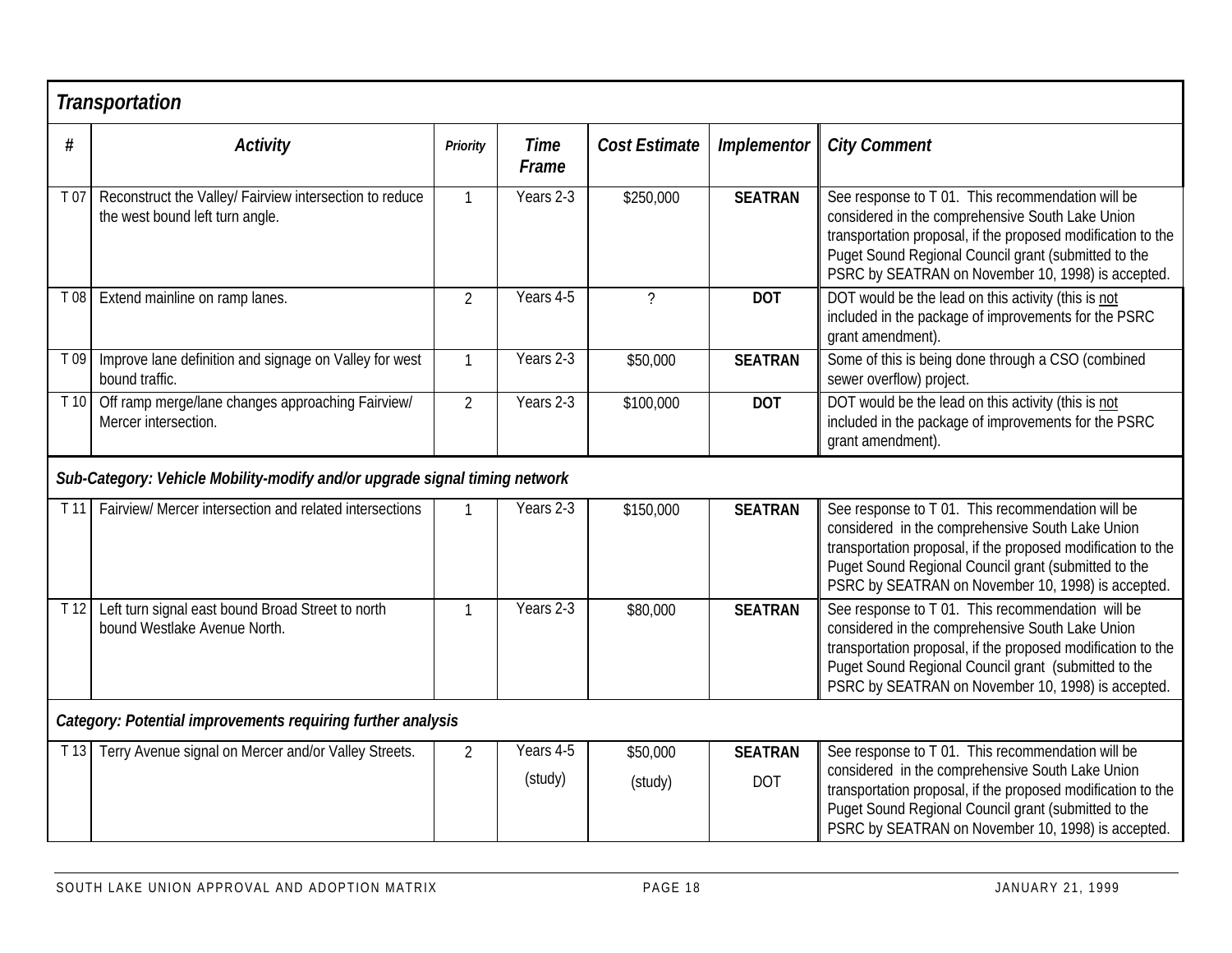## *Transportation*

| # | *Activity* | *Priority* | *Time Frame* | *Cost Estimate* | *Implementor* | *City Comment* |
|---|---|---|---|---|---|---|
| T 07 | Reconstruct the Valley/ Fairview intersection to reduce the west bound left turn angle. | 1 | Years 2-3 | $250,000 | **SEATRAN** | See response to T 01. This recommendation will be considered in the comprehensive South Lake Union transportation proposal, if the proposed modification to the Puget Sound Regional Council grant (submitted to the PSRC by SEATRAN on November 10, 1998) is accepted. |
| T 08 | Extend mainline on ramp lanes. | 2 | Years 4-5 | ? | **DOT** | DOT would be the lead on this activity (this is not included in the package of improvements for the PSRC grant amendment). |
| T 09 | Improve lane definition and signage on Valley for west bound traffic. | 1 | Years 2-3 | $50,000 | **SEATRAN** | Some of this is being done through a CSO (combined sewer overflow) project. |
| T 10 | Off ramp merge/lane changes approaching Fairview/ Mercer intersection. | 2 | Years 2-3 | $100,000 | **DOT** | DOT would be the lead on this activity (this is not included in the package of improvements for the PSRC grant amendment). |
| ***Sub-Category: Vehicle Mobility-modify and/or upgrade signal timing network*** | | | | | | |
| T 11 | Fairview/ Mercer intersection and related intersections | 1 | Years 2-3 | $150,000 | **SEATRAN** | See response to T 01. This recommendation will be considered in the comprehensive South Lake Union transportation proposal, if the proposed modification to the Puget Sound Regional Council grant (submitted to the PSRC by SEATRAN on November 10, 1998) is accepted. |
| T 12 | Left turn signal east bound Broad Street to north bound Westlake Avenue North. | 1 | Years 2-3 | $80,000 | **SEATRAN** | See response to T 01. This recommendation will be considered in the comprehensive South Lake Union transportation proposal, if the proposed modification to the Puget Sound Regional Council grant (submitted to the PSRC by SEATRAN on November 10, 1998) is accepted. |
| ***Category: Potential improvements requiring further analysis*** | | | | | | |
| T 13 | Terry Avenue signal on Mercer and/or Valley Streets. | 2 | Years 4-5 (study) | $50,000 (study) | **SEATRAN** DOT | See response to T 01. This recommendation will be considered in the comprehensive South Lake Union transportation proposal, if the proposed modification to the Puget Sound Regional Council grant (submitted to the PSRC by SEATRAN on November 10, 1998) is accepted. |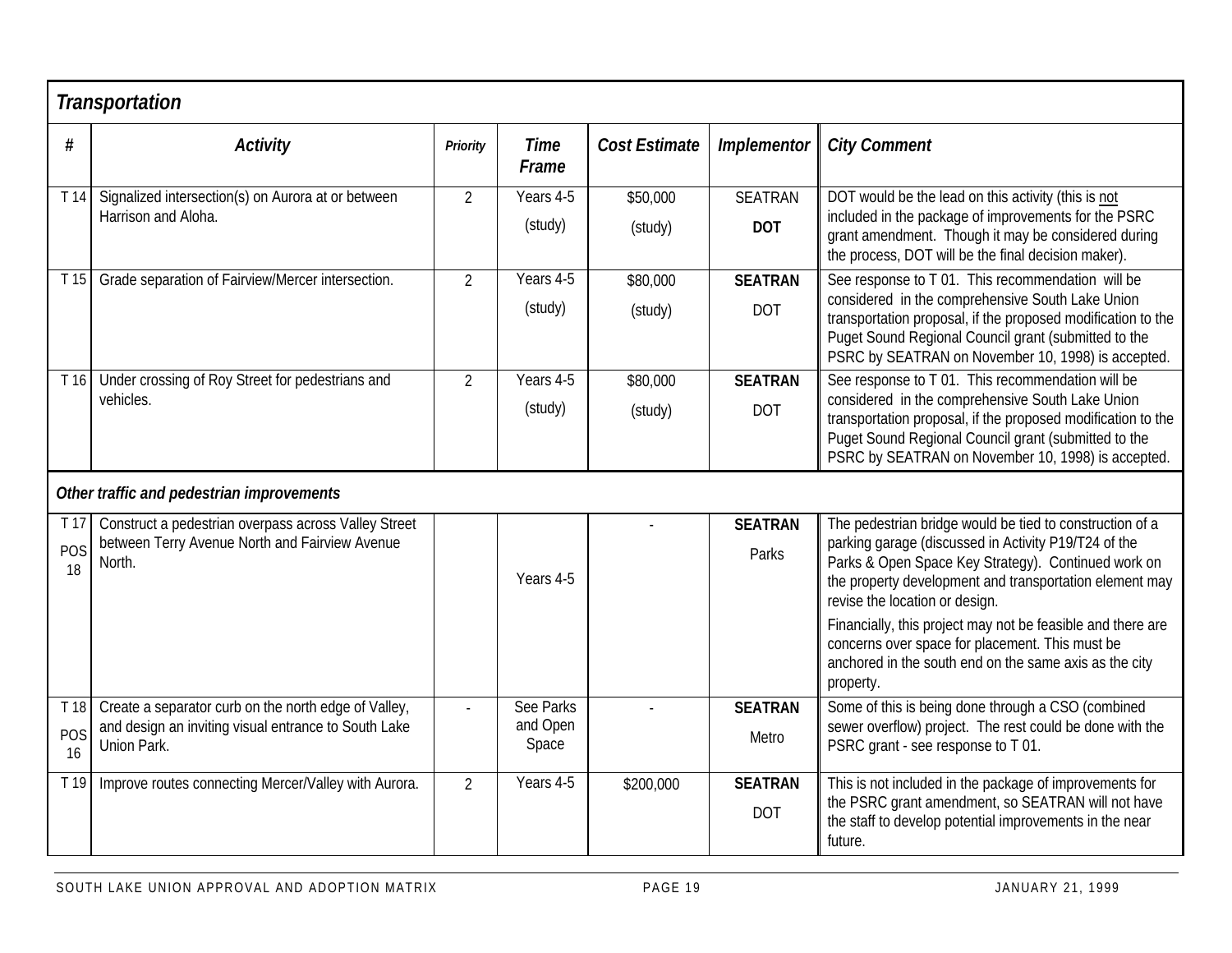## *Transportation*

| # | *Activity* | *Priority* | *Time Frame* | *Cost Estimate* | *Implementor* | *City Comment* |
|---|---|---|---|---|---|---|
| T 14 | Signalized intersection(s) on Aurora at or between Harrison and Aloha. | 2 | Years 4-5 (study) | \$50,000 (study) | SEATRAN **DOT** | DOT would be the lead on this activity (this is not included in the package of improvements for the PSRC grant amendment. Though it may be considered during the process, DOT will be the final decision maker). |
| T 15 | Grade separation of Fairview/Mercer intersection. | 2 | Years 4-5 (study) | \$80,000 (study) | **SEATRAN** DOT | See response to T 01. This recommendation will be considered in the comprehensive South Lake Union transportation proposal, if the proposed modification to the Puget Sound Regional Council grant (submitted to the PSRC by SEATRAN on November 10, 1998) is accepted. |
| T 16 | Under crossing of Roy Street for pedestrians and vehicles. | 2 | Years 4-5 (study) | \$80,000 (study) | **SEATRAN** DOT | See response to T 01. This recommendation will be considered in the comprehensive South Lake Union transportation proposal, if the proposed modification to the Puget Sound Regional Council grant (submitted to the PSRC by SEATRAN on November 10, 1998) is accepted. |
| | ***Other traffic and pedestrian improvements*** | | | | | |
| T 17 POS 18 | Construct a pedestrian overpass across Valley Street between Terry Avenue North and Fairview Avenue North. | | Years 4-5 | - | **SEATRAN** Parks | The pedestrian bridge would be tied to construction of a parking garage (discussed in Activity P19/T24 of the Parks & Open Space Key Strategy). Continued work on the property development and transportation element may revise the location or design. Financially, this project may not be feasible and there are concerns over space for placement. This must be anchored in the south end on the same axis as the city property. |
| T 18 POS 16 | Create a separator curb on the north edge of Valley, and design an inviting visual entrance to South Lake Union Park. | - | See Parks and Open Space | - | **SEATRAN** Metro | Some of this is being done through a CSO (combined sewer overflow) project. The rest could be done with the PSRC grant - see response to T 01. |
| T 19 | Improve routes connecting Mercer/Valley with Aurora. | 2 | Years 4-5 | \$200,000 | **SEATRAN** DOT | This is not included in the package of improvements for the PSRC grant amendment, so SEATRAN will not have the staff to develop potential improvements in the near future. |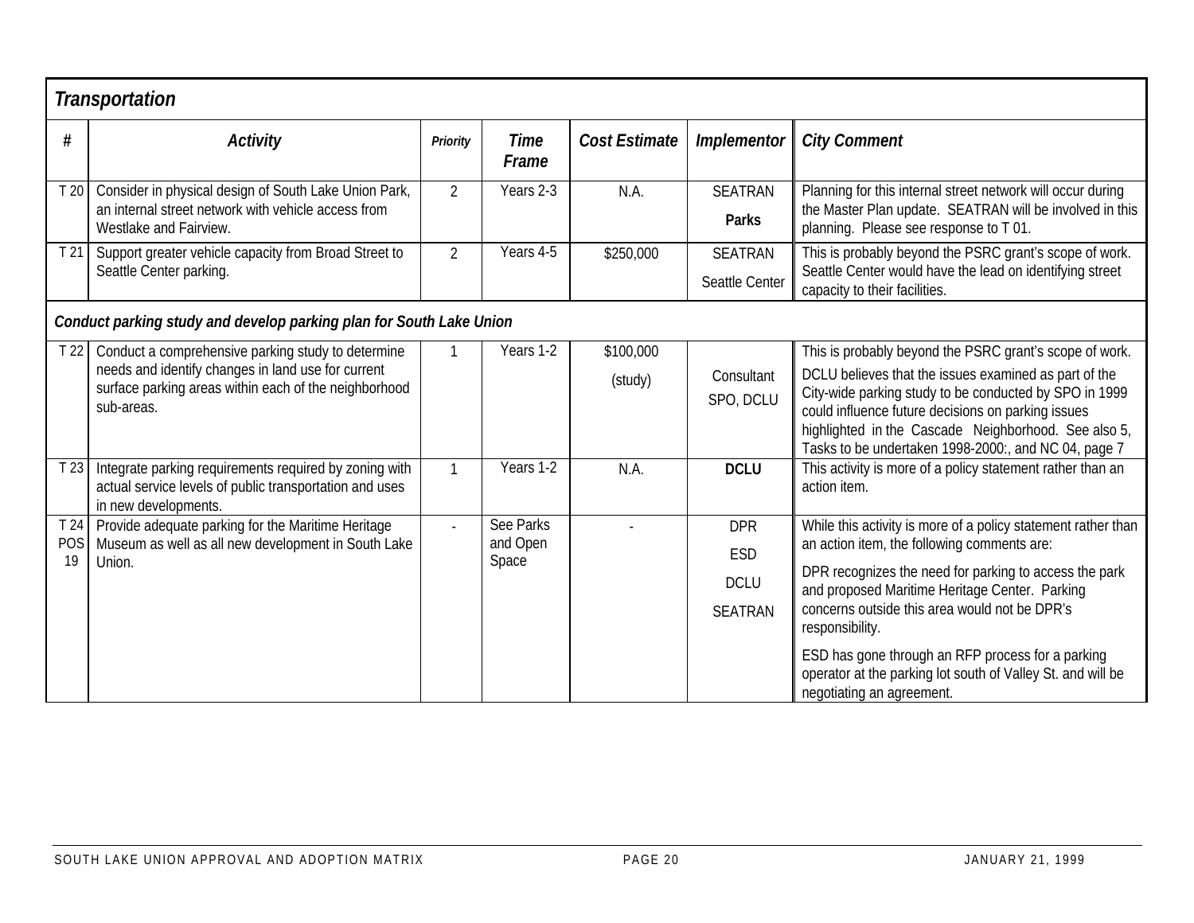| *Transportation* | | | | | | |
|---|---|---|---|---|---|---|
| **#** | ***Activity*** | ***Priority*** | ***Time Frame*** | ***Cost Estimate*** | ***Implementor*** | ***City Comment*** |
| T 20 | Consider in physical design of South Lake Union Park, an internal street network with vehicle access from Westlake and Fairview. | 2 | Years 2-3 | N.A. | SEATRAN **Parks** | Planning for this internal street network will occur during the Master Plan update. SEATRAN will be involved in this planning. Please see response to T 01. |
| T 21 | Support greater vehicle capacity from Broad Street to Seattle Center parking. | 2 | Years 4-5 | $250,000 | SEATRAN Seattle Center | This is probably beyond the PSRC grant's scope of work. Seattle Center would have the lead on identifying street capacity to their facilities. |
| ***Conduct parking study and develop parking plan for South Lake Union*** | | | | | | |
| T 22 | Conduct a comprehensive parking study to determine needs and identify changes in land use for current surface parking areas within each of the neighborhood sub-areas. | 1 | Years 1-2 | $100,000 (study) | Consultant SPO, DCLU | This is probably beyond the PSRC grant's scope of work. DCLU believes that the issues examined as part of the City-wide parking study to be conducted by SPO in 1999 could influence future decisions on parking issues highlighted in the Cascade Neighborhood. See also 5, Tasks to be undertaken 1998-2000:, and NC 04, page 7 |
| T 23 | Integrate parking requirements required by zoning with actual service levels of public transportation and uses in new developments. | 1 | Years 1-2 | N.A. | **DCLU** | This activity is more of a policy statement rather than an action item. |
| T 24 POS 19 | Provide adequate parking for the Maritime Heritage Museum as well as all new development in South Lake Union. | - | See Parks and Open Space | - | DPR ESD DCLU SEATRAN | While this activity is more of a policy statement rather than an action item, the following comments are: DPR recognizes the need for parking to access the park and proposed Maritime Heritage Center. Parking concerns outside this area would not be DPR's responsibility. ESD has gone through an RFP process for a parking operator at the parking lot south of Valley St. and will be negotiating an agreement. |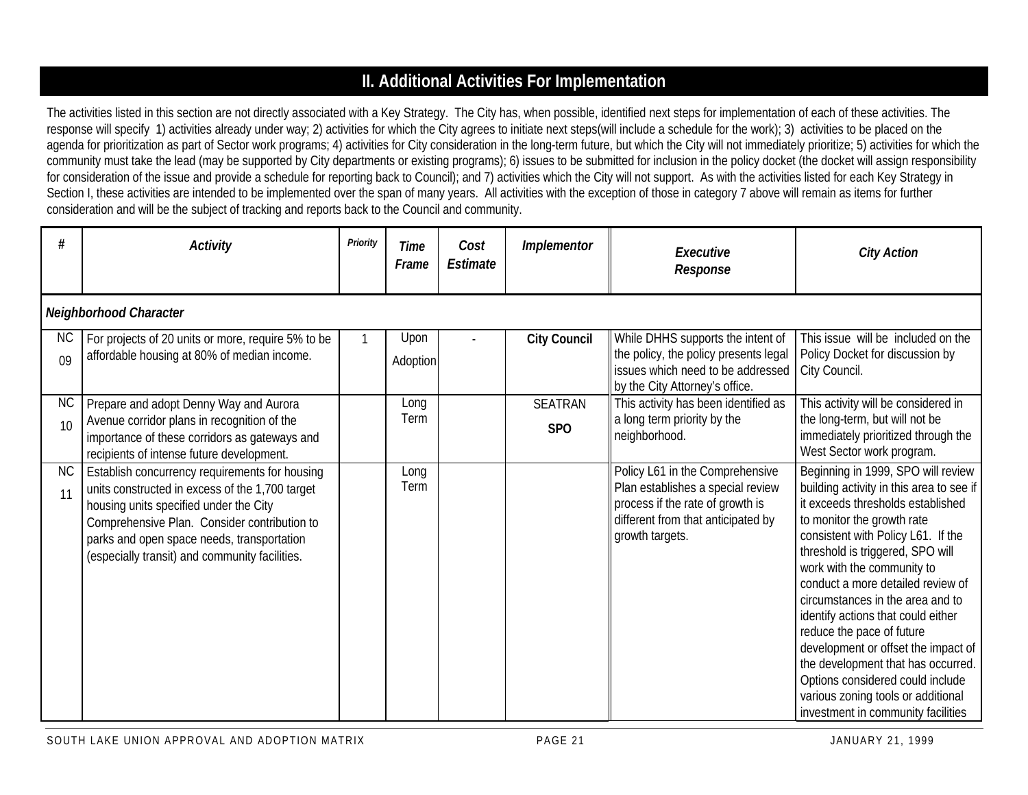## II. Additional Activities For Implementation

The activities listed in this section are not directly associated with a Key Strategy. The City has, when possible, identified next steps for implementation of each of these activities. The response will specify 1) activities already under way; 2) activities for which the City agrees to initiate next steps(will include a schedule for the work); 3) activities to be placed on the agenda for prioritization as part of Sector work programs; 4) activities for City consideration in the long-term future, but which the City will not immediately prioritize; 5) activities for which the community must take the lead (may be supported by City departments or existing programs); 6) issues to be submitted for inclusion in the policy docket (the docket will assign responsibility for consideration of the issue and provide a schedule for reporting back to Council); and 7) activities which the City will not support. As with the activities listed for each Key Strategy in Section I, these activities are intended to be implemented over the span of many years. All activities with the exception of those in category 7 above will remain as items for further consideration and will be the subject of tracking and reports back to the Council and community.

| # | *Activity* | *Priority* | *Time Frame* | *Cost Estimate* | *Implementor* | *Executive Response* | *City Action* |
|---|---|---|---|---|---|---|---|
| ***Neighborhood Character*** | | | | | | | |
| NC 09 | For projects of 20 units or more, require 5% to be affordable housing at 80% of median income. | 1 | Upon Adoption | - | **City Council** | While DHHS supports the intent of the policy, the policy presents legal issues which need to be addressed by the City Attorney's office. | This issue will be included on the Policy Docket for discussion by City Council. |
| NC 10 | Prepare and adopt Denny Way and Aurora Avenue corridor plans in recognition of the importance of these corridors as gateways and recipients of intense future development. | | Long Term | | SEATRAN **SPO** | This activity has been identified as a long term priority by the neighborhood. | This activity will be considered in the long-term, but will not be immediately prioritized through the West Sector work program. |
| NC 11 | Establish concurrency requirements for housing units constructed in excess of the 1,700 target housing units specified under the City Comprehensive Plan. Consider contribution to parks and open space needs, transportation (especially transit) and community facilities. | | Long Term | | | Policy L61 in the Comprehensive Plan establishes a special review process if the rate of growth is different from that anticipated by growth targets. | Beginning in 1999, SPO will review building activity in this area to see if it exceeds thresholds established to monitor the growth rate consistent with Policy L61. If the threshold is triggered, SPO will work with the community to conduct a more detailed review of circumstances in the area and to identify actions that could either reduce the pace of future development or offset the impact of the development that has occurred. Options considered could include various zoning tools or additional investment in community facilities |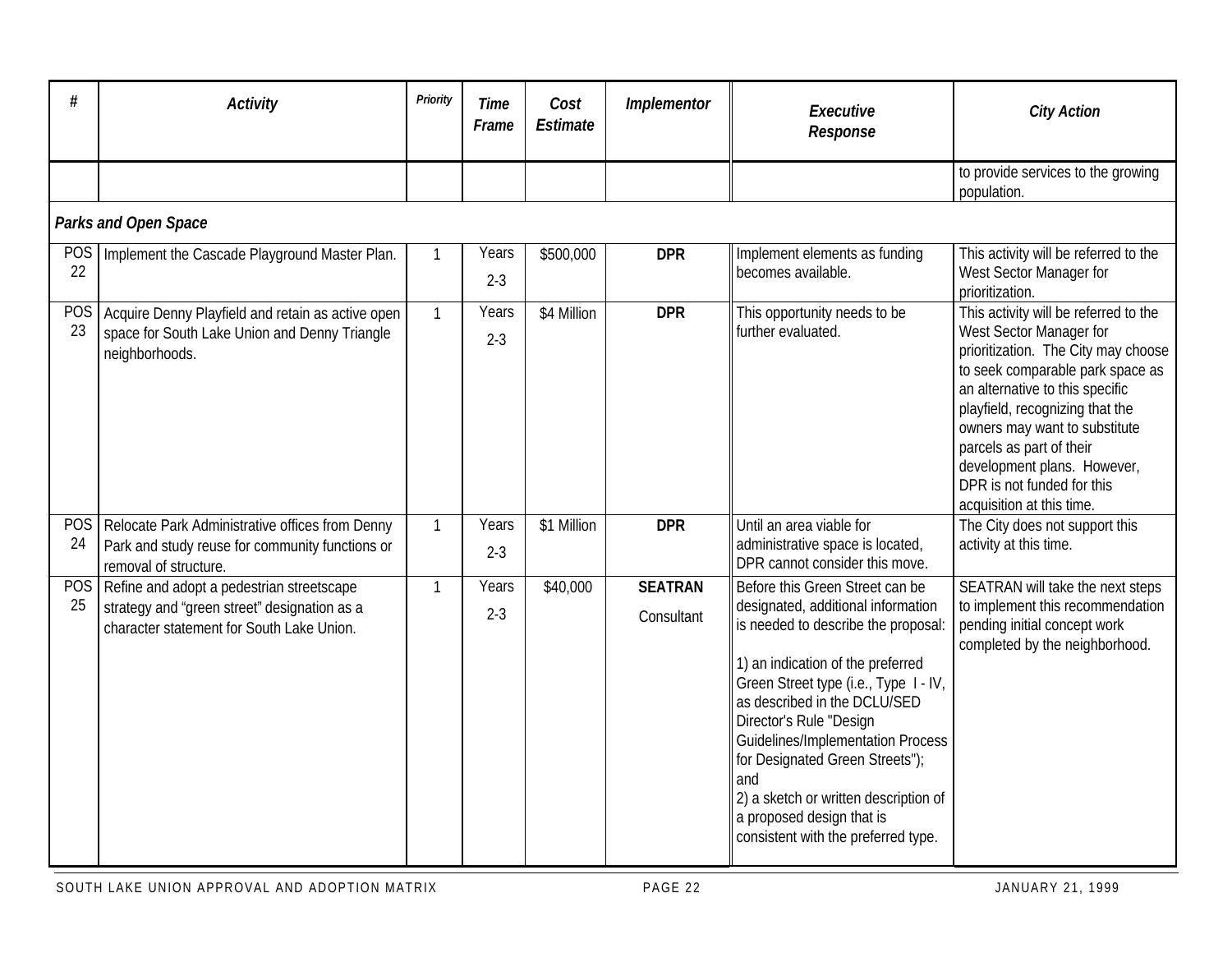| # | Activity | Priority | Time Frame | Cost Estimate | Implementor | Executive Response | City Action |
|---|---|---|---|---|---|---|---|
| | | | | | | | to provide services to the growing population. |
| ***Parks and Open Space*** | | | | | | | |
| POS 22 | Implement the Cascade Playground Master Plan. | 1 | Years 2-3 | $500,000 | **DPR** | Implement elements as funding becomes available. | This activity will be referred to the West Sector Manager for prioritization. |
| POS 23 | Acquire Denny Playfield and retain as active open space for South Lake Union and Denny Triangle neighborhoods. | 1 | Years 2-3 | $4 Million | **DPR** | This opportunity needs to be further evaluated. | This activity will be referred to the West Sector Manager for prioritization. The City may choose to seek comparable park space as an alternative to this specific playfield, recognizing that the owners may want to substitute parcels as part of their development plans. However, DPR is not funded for this acquisition at this time. |
| POS 24 | Relocate Park Administrative offices from Denny Park and study reuse for community functions or removal of structure. | 1 | Years 2-3 | $1 Million | **DPR** | Until an area viable for administrative space is located, DPR cannot consider this move. | The City does not support this activity at this time. |
| POS 25 | Refine and adopt a pedestrian streetscape strategy and "green street" designation as a character statement for South Lake Union. | 1 | Years 2-3 | $40,000 | **SEATRAN** Consultant | Before this Green Street can be designated, additional information is needed to describe the proposal:<br><br>1) an indication of the preferred Green Street type (i.e., Type I - IV, as described in the DCLU/SED Director's Rule "Design Guidelines/Implementation Process for Designated Green Streets"); and<br>2) a sketch or written description of a proposed design that is consistent with the preferred type. | SEATRAN will take the next steps to implement this recommendation pending initial concept work completed by the neighborhood. |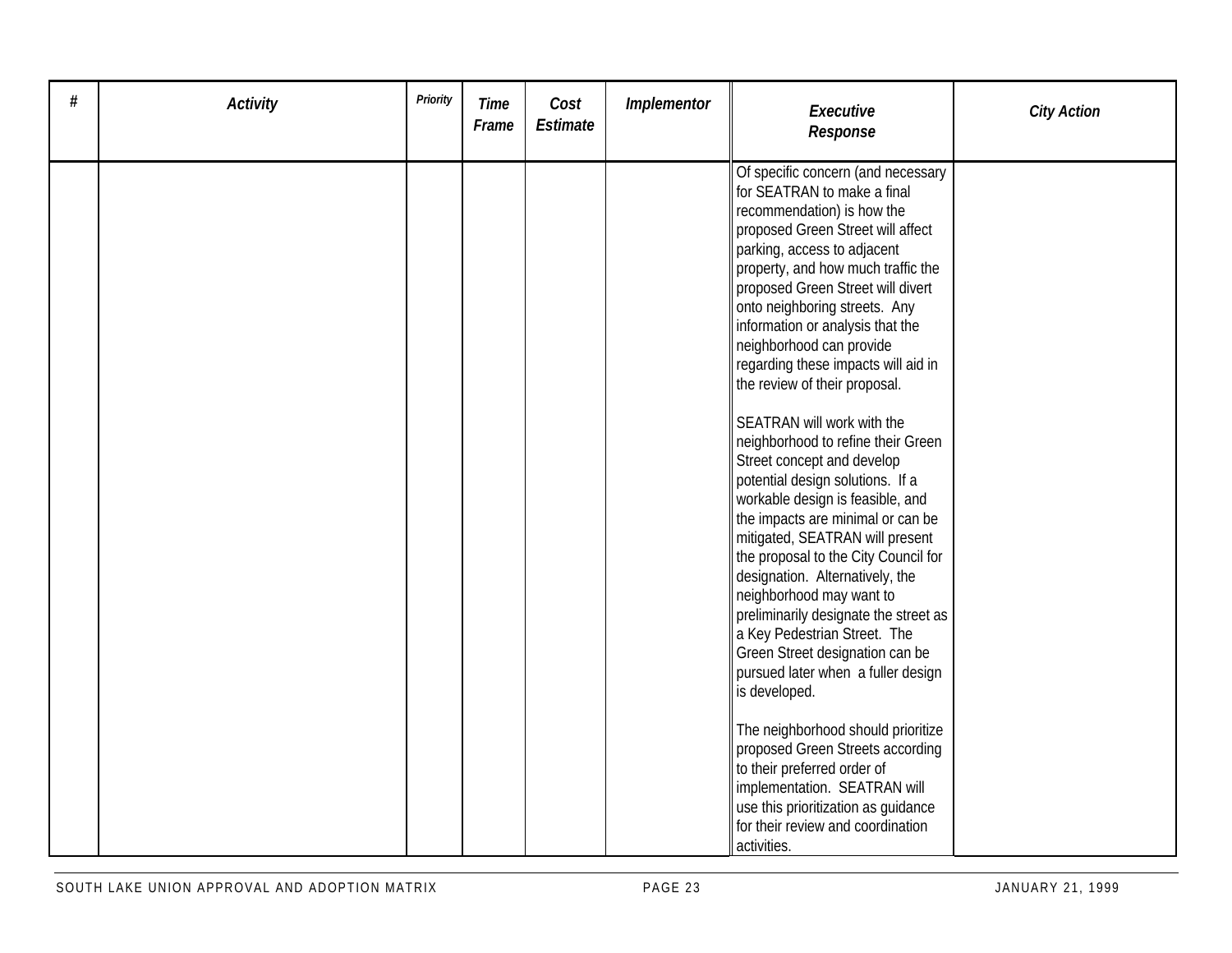| # | Activity | Priority | Time Frame | Cost Estimate | Implementor | Executive Response | City Action |
|---|---|---|---|---|---|---|---|
| | | | | | | Of specific concern (and necessary for SEATRAN to make a final recommendation) is how the proposed Green Street will affect parking, access to adjacent property, and how much traffic the proposed Green Street will divert onto neighboring streets. Any information or analysis that the neighborhood can provide regarding these impacts will aid in the review of their proposal.<br><br>SEATRAN will work with the neighborhood to refine their Green Street concept and develop potential design solutions. If a workable design is feasible, and the impacts are minimal or can be mitigated, SEATRAN will present the proposal to the City Council for designation. Alternatively, the neighborhood may want to preliminarily designate the street as a Key Pedestrian Street. The Green Street designation can be pursued later when a fuller design is developed.<br><br>The neighborhood should prioritize proposed Green Streets according to their preferred order of implementation. SEATRAN will use this prioritization as guidance for their review and coordination activities. | |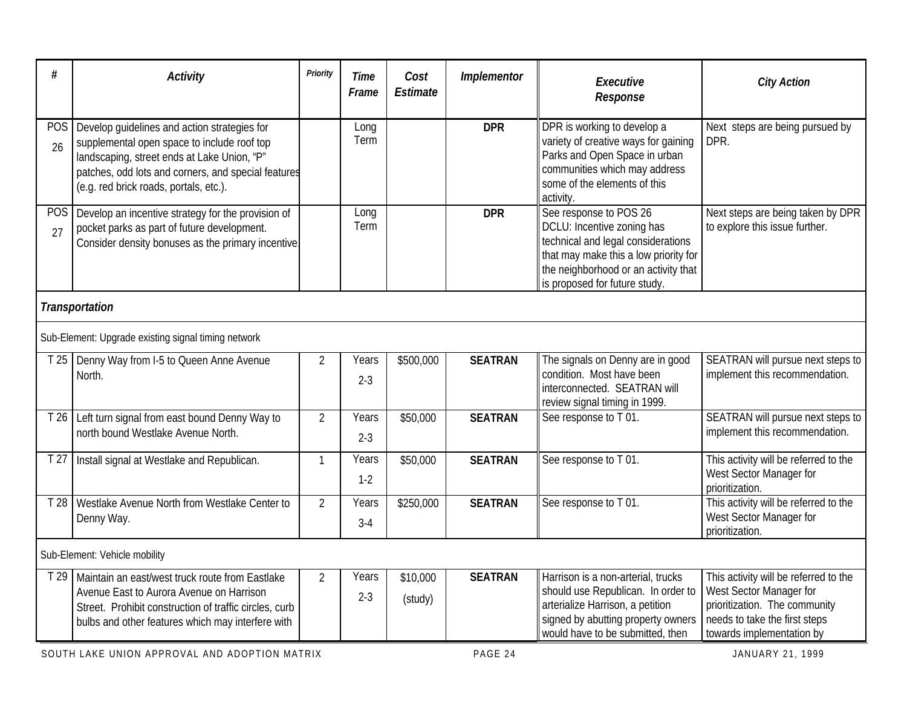| # | *Activity* | *Priority* | *Time Frame* | *Cost Estimate* | *Implementor* | *Executive Response* | *City Action* |
|---|---|---|---|---|---|---|---|
| POS 26 | Develop guidelines and action strategies for supplemental open space to include roof top landscaping, street ends at Lake Union, "P" patches, odd lots and corners, and special features (e.g. red brick roads, portals, etc.). | | Long Term | | **DPR** | DPR is working to develop a variety of creative ways for gaining Parks and Open Space in urban communities which may address some of the elements of this activity. | Next steps are being pursued by DPR. |
| POS 27 | Develop an incentive strategy for the provision of pocket parks as part of future development. Consider density bonuses as the primary incentive. | | Long Term | | **DPR** | See response to POS 26<br>DCLU: Incentive zoning has technical and legal considerations that may make this a low priority for the neighborhood or an activity that is proposed for future study. | Next steps are being taken by DPR to explore this issue further. |
| ***Transportation*** | | | | | | | |
| Sub-Element: Upgrade existing signal timing network | | | | | | | |
| T 25 | Denny Way from I-5 to Queen Anne Avenue North. | 2 | Years 2-3 | $500,000 | **SEATRAN** | The signals on Denny are in good condition. Most have been interconnected. SEATRAN will review signal timing in 1999. | SEATRAN will pursue next steps to implement this recommendation. |
| T 26 | Left turn signal from east bound Denny Way to north bound Westlake Avenue North. | 2 | Years 2-3 | $50,000 | **SEATRAN** | See response to T 01. | SEATRAN will pursue next steps to implement this recommendation. |
| T 27 | Install signal at Westlake and Republican. | 1 | Years 1-2 | $50,000 | **SEATRAN** | See response to T 01. | This activity will be referred to the West Sector Manager for prioritization. |
| T 28 | Westlake Avenue North from Westlake Center to Denny Way. | 2 | Years 3-4 | $250,000 | **SEATRAN** | See response to T 01. | This activity will be referred to the West Sector Manager for prioritization. |
| Sub-Element: Vehicle mobility | | | | | | | |
| T 29 | Maintain an east/west truck route from Eastlake Avenue East to Aurora Avenue on Harrison Street. Prohibit construction of traffic circles, curb bulbs and other features which may interfere with | 2 | Years 2-3 | $10,000 (study) | **SEATRAN** | Harrison is a non-arterial, trucks should use Republican. In order to arterialize Harrison, a petition signed by abutting property owners would have to be submitted, then | This activity will be referred to the West Sector Manager for prioritization. The community needs to take the first steps towards implementation by |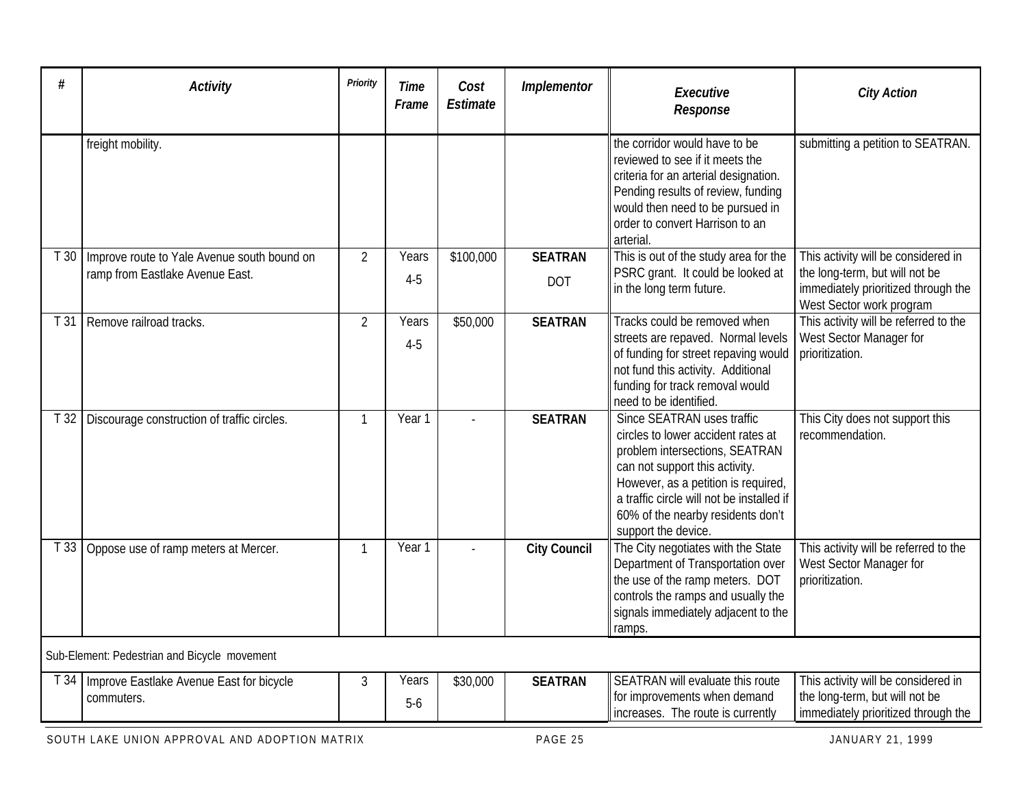| # | *Activity* | *Priority* | *Time Frame* | *Cost Estimate* | *Implementor* | *Executive Response* | *City Action* |
|---|---|---|---|---|---|---|---|
| | freight mobility. | | | | | the corridor would have to be reviewed to see if it meets the criteria for an arterial designation. Pending results of review, funding would then need to be pursued in order to convert Harrison to an arterial. | submitting a petition to SEATRAN. |
| T 30 | Improve route to Yale Avenue south bound on ramp from Eastlake Avenue East. | 2 | Years 4-5 | $100,000 | **SEATRAN** DOT | This is out of the study area for the PSRC grant. It could be looked at in the long term future. | This activity will be considered in the long-term, but will not be immediately prioritized through the West Sector work program |
| T 31 | Remove railroad tracks. | 2 | Years 4-5 | $50,000 | **SEATRAN** | Tracks could be removed when streets are repaved. Normal levels of funding for street repaving would not fund this activity. Additional funding for track removal would need to be identified. | This activity will be referred to the West Sector Manager for prioritization. |
| T 32 | Discourage construction of traffic circles. | 1 | Year 1 | - | **SEATRAN** | Since SEATRAN uses traffic circles to lower accident rates at problem intersections, SEATRAN can not support this activity. However, as a petition is required, a traffic circle will not be installed if 60% of the nearby residents don't support the device. | This City does not support this recommendation. |
| T 33 | Oppose use of ramp meters at Mercer. | 1 | Year 1 | - | **City Council** | The City negotiates with the State Department of Transportation over the use of the ramp meters. DOT controls the ramps and usually the signals immediately adjacent to the ramps. | This activity will be referred to the West Sector Manager for prioritization. |
| Sub-Element: Pedestrian and Bicycle movement | | | | | | | |
| T 34 | Improve Eastlake Avenue East for bicycle commuters. | 3 | Years 5-6 | $30,000 | **SEATRAN** | SEATRAN will evaluate this route for improvements when demand increases. The route is currently | This activity will be considered in the long-term, but will not be immediately prioritized through the |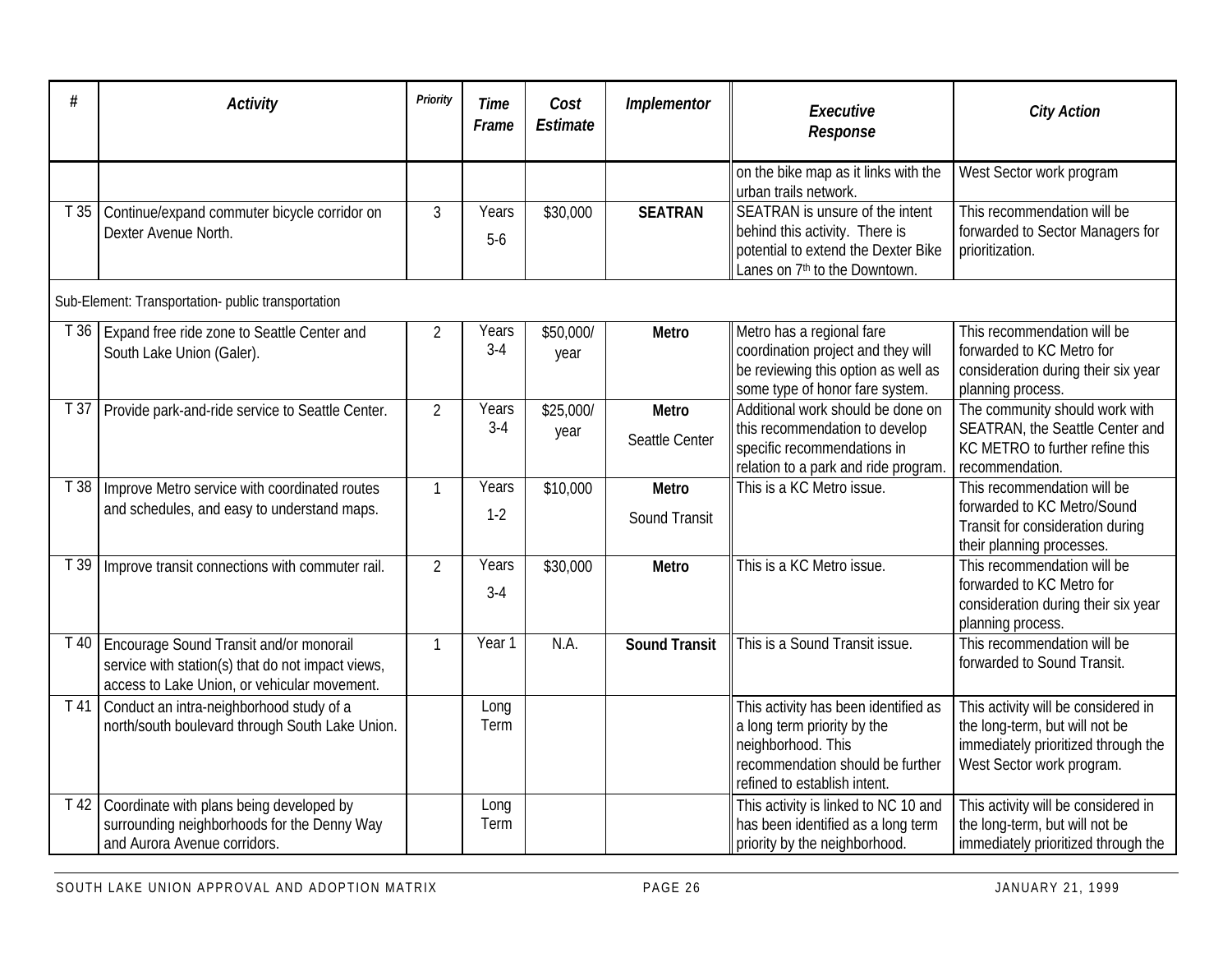| # | Activity | Priority | Time Frame | Cost Estimate | Implementor | Executive Response | City Action |
|---|---|---|---|---|---|---|---|
| | | | | | | on the bike map as it links with the urban trails network. | West Sector work program |
| T 35 | Continue/expand commuter bicycle corridor on Dexter Avenue North. | 3 | Years 5-6 | $30,000 | **SEATRAN** | SEATRAN is unsure of the intent behind this activity. There is potential to extend the Dexter Bike Lanes on 7th to the Downtown. | This recommendation will be forwarded to Sector Managers for prioritization. |
| Sub-Element: Transportation- public transportation | | | | | | | |
| T 36 | Expand free ride zone to Seattle Center and South Lake Union (Galer). | 2 | Years 3-4 | $50,000/ year | **Metro** | Metro has a regional fare coordination project and they will be reviewing this option as well as some type of honor fare system. | This recommendation will be forwarded to KC Metro for consideration during their six year planning process. |
| T 37 | Provide park-and-ride service to Seattle Center. | 2 | Years 3-4 | $25,000/ year | **Metro** Seattle Center | Additional work should be done on this recommendation to develop specific recommendations in relation to a park and ride program. | The community should work with SEATRAN, the Seattle Center and KC METRO to further refine this recommendation. |
| T 38 | Improve Metro service with coordinated routes and schedules, and easy to understand maps. | 1 | Years 1-2 | $10,000 | **Metro** Sound Transit | This is a KC Metro issue. | This recommendation will be forwarded to KC Metro/Sound Transit for consideration during their planning processes. |
| T 39 | Improve transit connections with commuter rail. | 2 | Years 3-4 | $30,000 | **Metro** | This is a KC Metro issue. | This recommendation will be forwarded to KC Metro for consideration during their six year planning process. |
| T 40 | Encourage Sound Transit and/or monorail service with station(s) that do not impact views, access to Lake Union, or vehicular movement. | 1 | Year 1 | N.A. | **Sound Transit** | This is a Sound Transit issue. | This recommendation will be forwarded to Sound Transit. |
| T 41 | Conduct an intra-neighborhood study of a north/south boulevard through South Lake Union. | | Long Term | | | This activity has been identified as a long term priority by the neighborhood. This recommendation should be further refined to establish intent. | This activity will be considered in the long-term, but will not be immediately prioritized through the West Sector work program. |
| T 42 | Coordinate with plans being developed by surrounding neighborhoods for the Denny Way and Aurora Avenue corridors. | | Long Term | | | This activity is linked to NC 10 and has been identified as a long term priority by the neighborhood. | This activity will be considered in the long-term, but will not be immediately prioritized through the |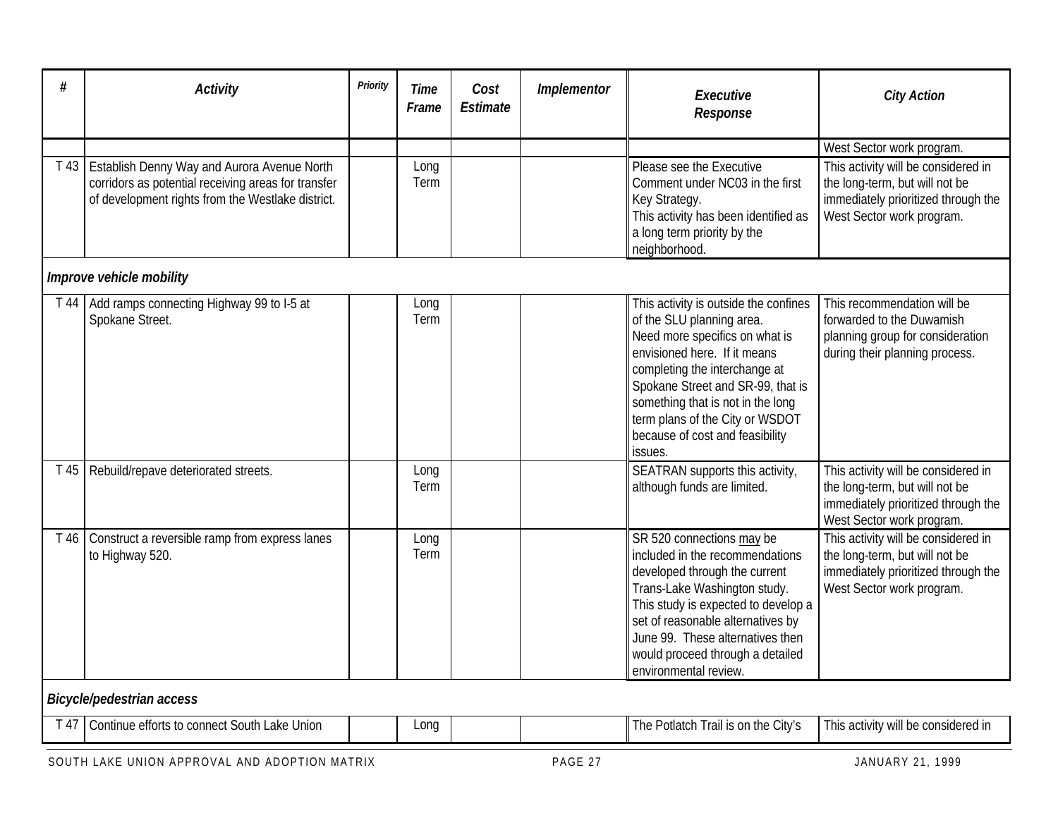| # | Activity | Priority | Time Frame | Cost Estimate | Implementor | Executive Response | City Action |
|---|---|---|---|---|---|---|---|
| | | | | | | | West Sector work program. |
| T 43 | Establish Denny Way and Aurora Avenue North corridors as potential receiving areas for transfer of development rights from the Westlake district. | | Long Term | | | Please see the Executive Comment under NC03 in the first Key Strategy. This activity has been identified as a long term priority by the neighborhood. | This activity will be considered in the long-term, but will not be immediately prioritized through the West Sector work program. |
| ***Improve vehicle mobility*** | | | | | | | |
| T 44 | Add ramps connecting Highway 99 to I-5 at Spokane Street. | | Long Term | | | This activity is outside the confines of the SLU planning area. Need more specifics on what is envisioned here. If it means completing the interchange at Spokane Street and SR-99, that is something that is not in the long term plans of the City or WSDOT because of cost and feasibility issues. | This recommendation will be forwarded to the Duwamish planning group for consideration during their planning process. |
| T 45 | Rebuild/repave deteriorated streets. | | Long Term | | | SEATRAN supports this activity, although funds are limited. | This activity will be considered in the long-term, but will not be immediately prioritized through the West Sector work program. |
| T 46 | Construct a reversible ramp from express lanes to Highway 520. | | Long Term | | | SR 520 connections may be included in the recommendations developed through the current Trans-Lake Washington study. This study is expected to develop a set of reasonable alternatives by June 99. These alternatives then would proceed through a detailed environmental review. | This activity will be considered in the long-term, but will not be immediately prioritized through the West Sector work program. |
| ***Bicycle/pedestrian access*** | | | | | | | |
| T 47 | Continue efforts to connect South Lake Union | | Long | | | The Potlatch Trail is on the City's | This activity will be considered in |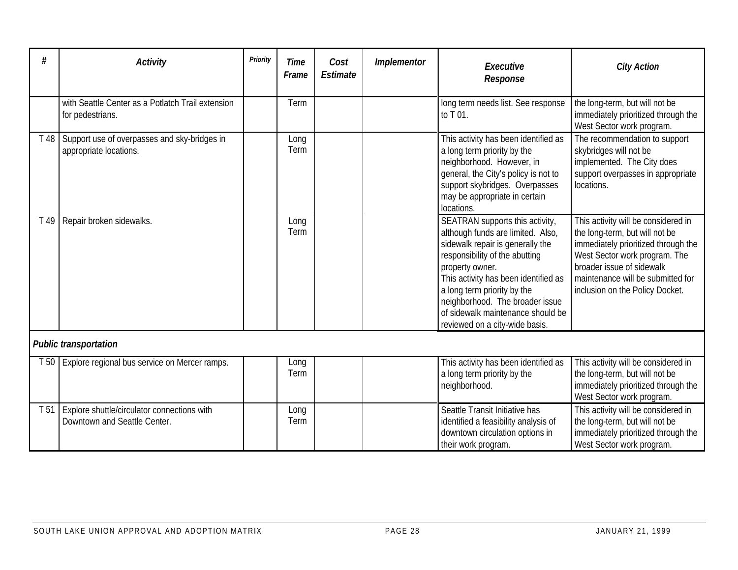| # | Activity | Priority | Time Frame | Cost Estimate | Implementor | Executive Response | City Action |
|---|---|---|---|---|---|---|---|
| | with Seattle Center as a Potlatch Trail extension for pedestrians. | | Term | | | long term needs list. See response to T 01. | the long-term, but will not be immediately prioritized through the West Sector work program. |
| T 48 | Support use of overpasses and sky-bridges in appropriate locations. | | Long Term | | | This activity has been identified as a long term priority by the neighborhood. However, in general, the City's policy is not to support skybridges. Overpasses may be appropriate in certain locations. | The recommendation to support skybridges will not be implemented. The City does support overpasses in appropriate locations. |
| T 49 | Repair broken sidewalks. | | Long Term | | | SEATRAN supports this activity, although funds are limited. Also, sidewalk repair is generally the responsibility of the abutting property owner. This activity has been identified as a long term priority by the neighborhood. The broader issue of sidewalk maintenance should be reviewed on a city-wide basis. | This activity will be considered in the long-term, but will not be immediately prioritized through the West Sector work program. The broader issue of sidewalk maintenance will be submitted for inclusion on the Policy Docket. |
| ***Public transportation*** | | | | | | | |
| T 50 | Explore regional bus service on Mercer ramps. | | Long Term | | | This activity has been identified as a long term priority by the neighborhood. | This activity will be considered in the long-term, but will not be immediately prioritized through the West Sector work program. |
| T 51 | Explore shuttle/circulator connections with Downtown and Seattle Center. | | Long Term | | | Seattle Transit Initiative has identified a feasibility analysis of downtown circulation options in their work program. | This activity will be considered in the long-term, but will not be immediately prioritized through the West Sector work program. |